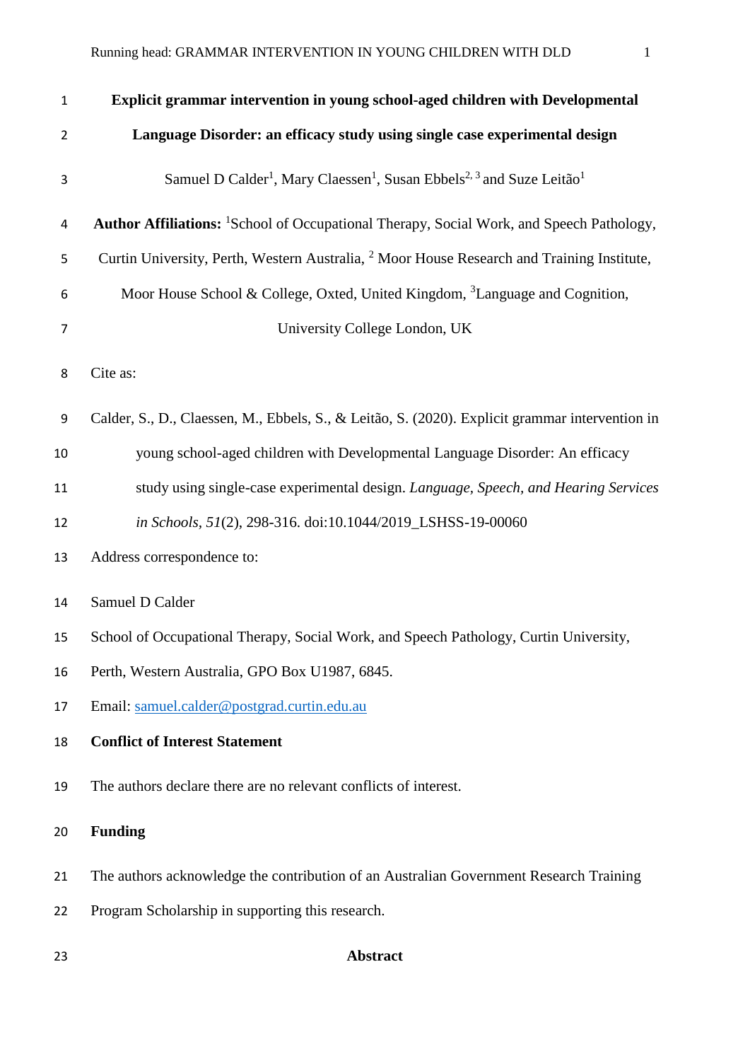# Explicit grammar intervention in young school-aged children with Developmental Language Disorder: an efficacy study using single case experimental design

Samuel D Calder[1], Mary Claessen[1], Susan Ebbels[2, 3] and Suze Leitão[1]

**Author Affiliations:** [1]School of Occupational Therapy, Social Work, and Speech Pathology, Curtin University, Perth, Western Australia, [2] Moor House Research and Training Institute, Moor House School & College, Oxted, United Kingdom, [3]Language and Cognition, University College London, UK

Cite as:

Calder, S., D., Claessen, M., Ebbels, S., & Leitão, S. (2020). Explicit grammar intervention in young school-aged children with Developmental Language Disorder: An efficacy study using single-case experimental design. *Language, Speech, and Hearing Services in Schools, 51*(2), 298-316. doi:10.1044/2019_LSHSS-19-00060

Address correspondence to:

Samuel D Calder

School of Occupational Therapy, Social Work, and Speech Pathology, Curtin University, Perth, Western Australia, GPO Box U1987, 6845.

Email: samuel.calder@postgrad.curtin.edu.au

**Conflict of Interest Statement**

The authors declare there are no relevant conflicts of interest.

**Funding**

The authors acknowledge the contribution of an Australian Government Research Training Program Scholarship in supporting this research.

## Abstract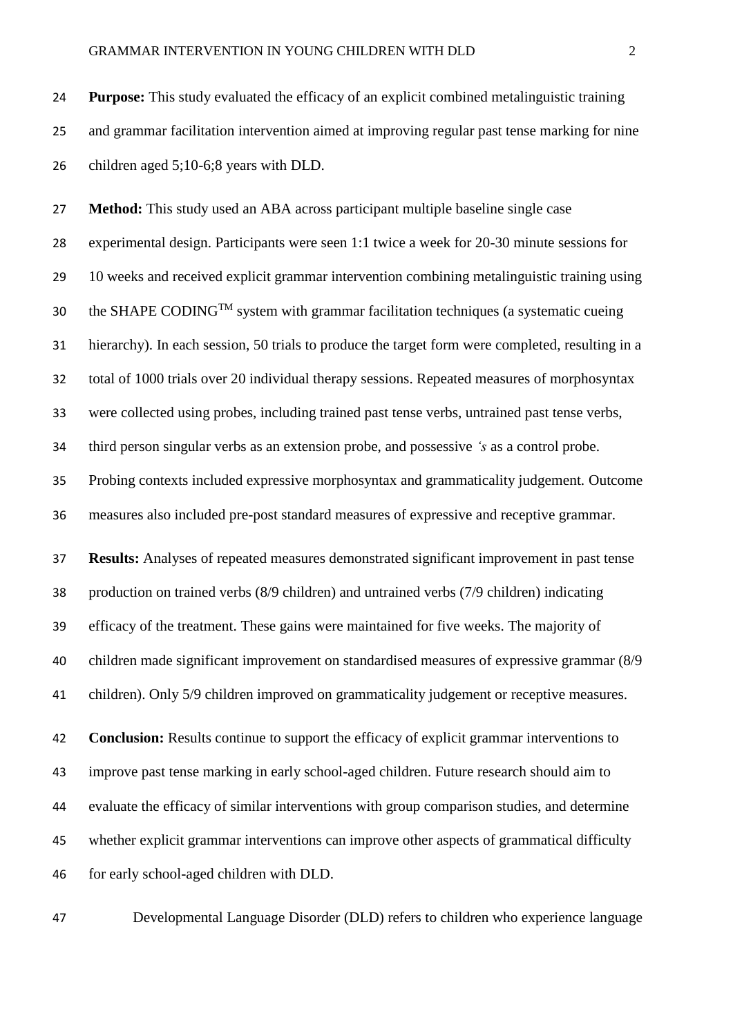**Purpose:** This study evaluated the efficacy of an explicit combined metalinguistic training and grammar facilitation intervention aimed at improving regular past tense marking for nine children aged 5;10-6;8 years with DLD.

**Method:** This study used an ABA across participant multiple baseline single case experimental design. Participants were seen 1:1 twice a week for 20-30 minute sessions for 10 weeks and received explicit grammar intervention combining metalinguistic training using the SHAPE CODING™ system with grammar facilitation techniques (a systematic cueing hierarchy). In each session, 50 trials to produce the target form were completed, resulting in a total of 1000 trials over 20 individual therapy sessions. Repeated measures of morphosyntax were collected using probes, including trained past tense verbs, untrained past tense verbs, third person singular verbs as an extension probe, and possessive *'s* as a control probe. Probing contexts included expressive morphosyntax and grammaticality judgement. Outcome measures also included pre-post standard measures of expressive and receptive grammar.

**Results:** Analyses of repeated measures demonstrated significant improvement in past tense production on trained verbs (8/9 children) and untrained verbs (7/9 children) indicating efficacy of the treatment. These gains were maintained for five weeks. The majority of children made significant improvement on standardised measures of expressive grammar (8/9 children). Only 5/9 children improved on grammaticality judgement or receptive measures.

**Conclusion:** Results continue to support the efficacy of explicit grammar interventions to improve past tense marking in early school-aged children. Future research should aim to evaluate the efficacy of similar interventions with group comparison studies, and determine whether explicit grammar interventions can improve other aspects of grammatical difficulty for early school-aged children with DLD.

Developmental Language Disorder (DLD) refers to children who experience language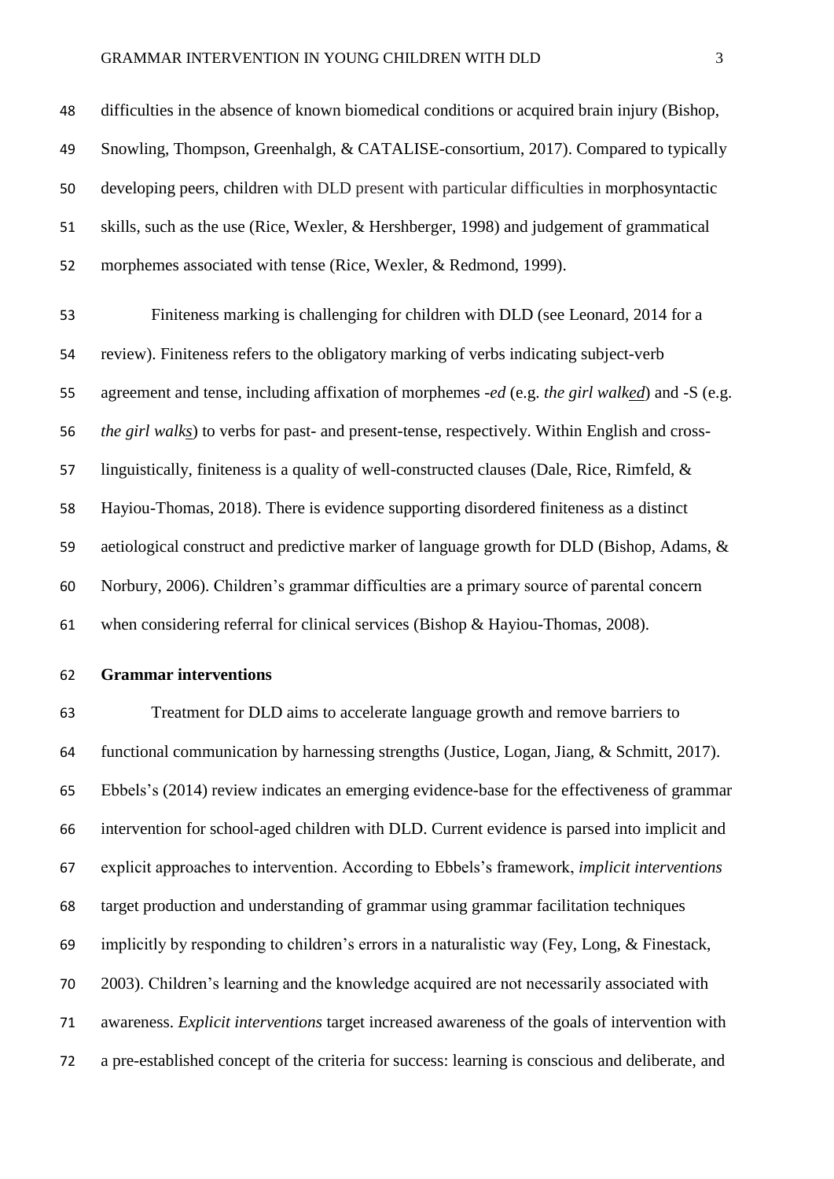difficulties in the absence of known biomedical conditions or acquired brain injury (Bishop, Snowling, Thompson, Greenhalgh, & CATALISE-consortium, 2017). Compared to typically developing peers, children with DLD present with particular difficulties in morphosyntactic skills, such as the use (Rice, Wexler, & Hershberger, 1998) and judgement of grammatical morphemes associated with tense (Rice, Wexler, & Redmond, 1999).

Finiteness marking is challenging for children with DLD (see Leonard, 2014 for a review). Finiteness refers to the obligatory marking of verbs indicating subject-verb agreement and tense, including affixation of morphemes *-ed* (e.g. *the girl walk<u>ed</u>*) and -S (e.g. *the girl walk<u>s</u>*) to verbs for past- and present-tense, respectively. Within English and cross-linguistically, finiteness is a quality of well-constructed clauses (Dale, Rice, Rimfeld, & Hayiou-Thomas, 2018). There is evidence supporting disordered finiteness as a distinct aetiological construct and predictive marker of language growth for DLD (Bishop, Adams, & Norbury, 2006). Children's grammar difficulties are a primary source of parental concern when considering referral for clinical services (Bishop & Hayiou-Thomas, 2008).

**Grammar interventions**

Treatment for DLD aims to accelerate language growth and remove barriers to functional communication by harnessing strengths (Justice, Logan, Jiang, & Schmitt, 2017). Ebbels's (2014) review indicates an emerging evidence-base for the effectiveness of grammar intervention for school-aged children with DLD. Current evidence is parsed into implicit and explicit approaches to intervention. According to Ebbels's framework, *implicit interventions* target production and understanding of grammar using grammar facilitation techniques implicitly by responding to children's errors in a naturalistic way (Fey, Long, & Finestack, 2003). Children's learning and the knowledge acquired are not necessarily associated with awareness. *Explicit interventions* target increased awareness of the goals of intervention with a pre-established concept of the criteria for success: learning is conscious and deliberate, and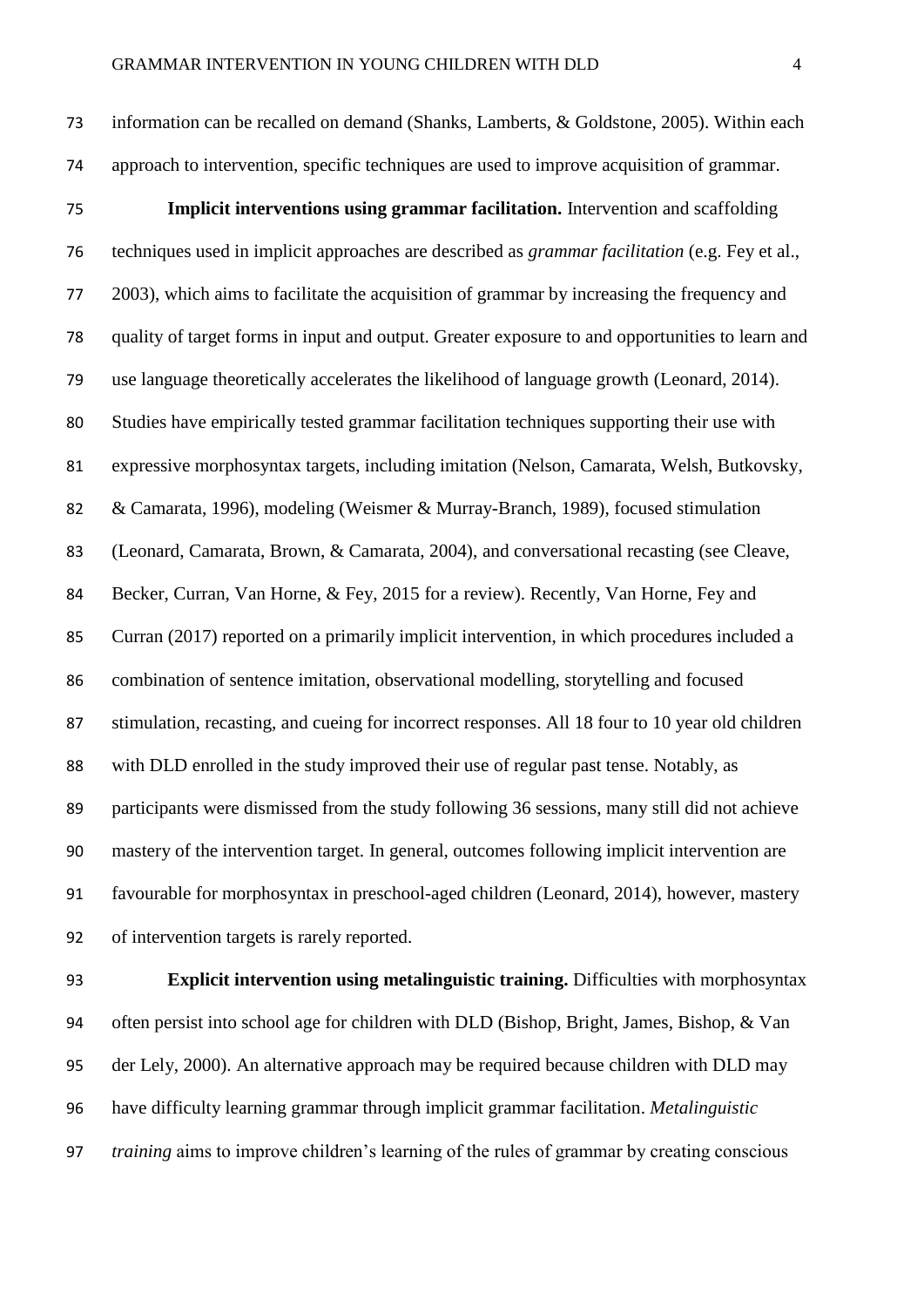information can be recalled on demand (Shanks, Lamberts, & Goldstone, 2005). Within each approach to intervention, specific techniques are used to improve acquisition of grammar.

**Implicit interventions using grammar facilitation.** Intervention and scaffolding techniques used in implicit approaches are described as *grammar facilitation* (e.g. Fey et al., 2003), which aims to facilitate the acquisition of grammar by increasing the frequency and quality of target forms in input and output. Greater exposure to and opportunities to learn and use language theoretically accelerates the likelihood of language growth (Leonard, 2014). Studies have empirically tested grammar facilitation techniques supporting their use with expressive morphosyntax targets, including imitation (Nelson, Camarata, Welsh, Butkovsky, & Camarata, 1996), modeling (Weismer & Murray-Branch, 1989), focused stimulation (Leonard, Camarata, Brown, & Camarata, 2004), and conversational recasting (see Cleave, Becker, Curran, Van Horne, & Fey, 2015 for a review). Recently, Van Horne, Fey and Curran (2017) reported on a primarily implicit intervention, in which procedures included a combination of sentence imitation, observational modelling, storytelling and focused stimulation, recasting, and cueing for incorrect responses. All 18 four to 10 year old children with DLD enrolled in the study improved their use of regular past tense. Notably, as participants were dismissed from the study following 36 sessions, many still did not achieve mastery of the intervention target. In general, outcomes following implicit intervention are favourable for morphosyntax in preschool-aged children (Leonard, 2014), however, mastery of intervention targets is rarely reported.

**Explicit intervention using metalinguistic training.** Difficulties with morphosyntax often persist into school age for children with DLD (Bishop, Bright, James, Bishop, & Van der Lely, 2000). An alternative approach may be required because children with DLD may have difficulty learning grammar through implicit grammar facilitation. *Metalinguistic training* aims to improve children's learning of the rules of grammar by creating conscious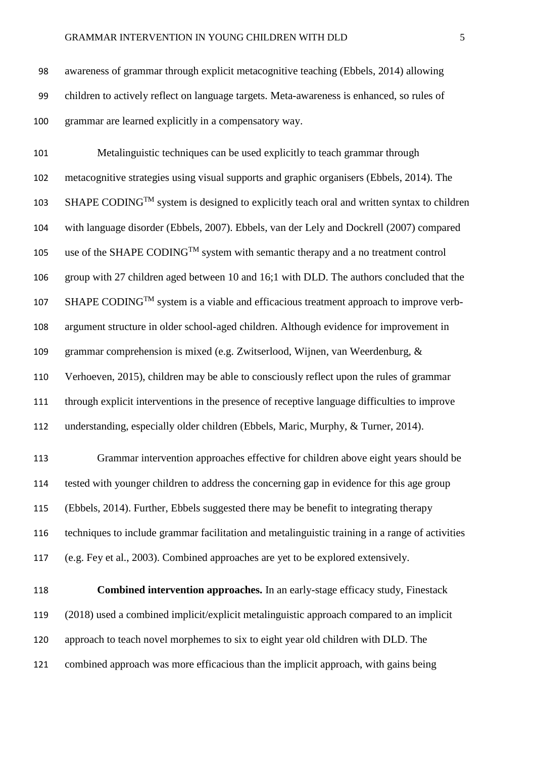awareness of grammar through explicit metacognitive teaching (Ebbels, 2014) allowing children to actively reflect on language targets. Meta-awareness is enhanced, so rules of grammar are learned explicitly in a compensatory way.

Metalinguistic techniques can be used explicitly to teach grammar through metacognitive strategies using visual supports and graphic organisers (Ebbels, 2014). The SHAPE CODING™ system is designed to explicitly teach oral and written syntax to children with language disorder (Ebbels, 2007). Ebbels, van der Lely and Dockrell (2007) compared use of the SHAPE CODING™ system with semantic therapy and a no treatment control group with 27 children aged between 10 and 16;1 with DLD. The authors concluded that the SHAPE CODING™ system is a viable and efficacious treatment approach to improve verb-argument structure in older school-aged children. Although evidence for improvement in grammar comprehension is mixed (e.g. Zwitserlood, Wijnen, van Weerdenburg, & Verhoeven, 2015), children may be able to consciously reflect upon the rules of grammar through explicit interventions in the presence of receptive language difficulties to improve understanding, especially older children (Ebbels, Maric, Murphy, & Turner, 2014).

Grammar intervention approaches effective for children above eight years should be tested with younger children to address the concerning gap in evidence for this age group (Ebbels, 2014). Further, Ebbels suggested there may be benefit to integrating therapy techniques to include grammar facilitation and metalinguistic training in a range of activities (e.g. Fey et al., 2003). Combined approaches are yet to be explored extensively.

**Combined intervention approaches.** In an early-stage efficacy study, Finestack (2018) used a combined implicit/explicit metalinguistic approach compared to an implicit approach to teach novel morphemes to six to eight year old children with DLD. The combined approach was more efficacious than the implicit approach, with gains being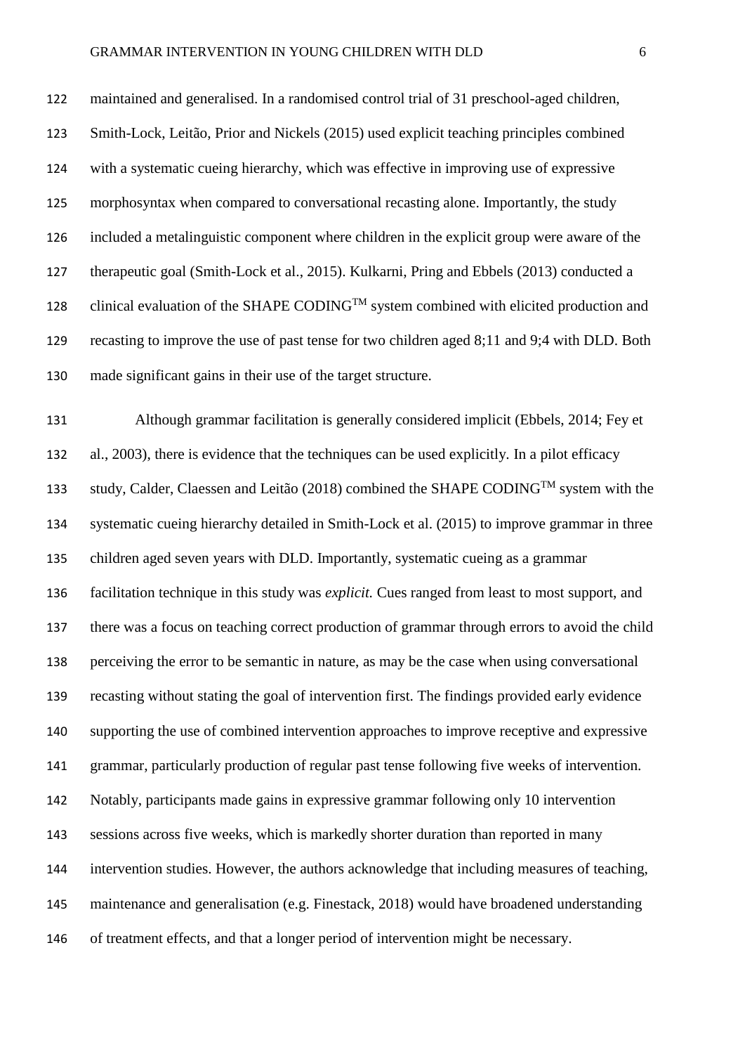maintained and generalised. In a randomised control trial of 31 preschool-aged children, Smith-Lock, Leitão, Prior and Nickels (2015) used explicit teaching principles combined with a systematic cueing hierarchy, which was effective in improving use of expressive morphosyntax when compared to conversational recasting alone. Importantly, the study included a metalinguistic component where children in the explicit group were aware of the therapeutic goal (Smith-Lock et al., 2015). Kulkarni, Pring and Ebbels (2013) conducted a clinical evaluation of the SHAPE CODING™ system combined with elicited production and recasting to improve the use of past tense for two children aged 8;11 and 9;4 with DLD. Both made significant gains in their use of the target structure.

Although grammar facilitation is generally considered implicit (Ebbels, 2014; Fey et al., 2003), there is evidence that the techniques can be used explicitly. In a pilot efficacy study, Calder, Claessen and Leitão (2018) combined the SHAPE CODING™ system with the systematic cueing hierarchy detailed in Smith-Lock et al. (2015) to improve grammar in three children aged seven years with DLD. Importantly, systematic cueing as a grammar facilitation technique in this study was *explicit.* Cues ranged from least to most support, and there was a focus on teaching correct production of grammar through errors to avoid the child perceiving the error to be semantic in nature, as may be the case when using conversational recasting without stating the goal of intervention first. The findings provided early evidence supporting the use of combined intervention approaches to improve receptive and expressive grammar, particularly production of regular past tense following five weeks of intervention. Notably, participants made gains in expressive grammar following only 10 intervention sessions across five weeks, which is markedly shorter duration than reported in many intervention studies. However, the authors acknowledge that including measures of teaching, maintenance and generalisation (e.g. Finestack, 2018) would have broadened understanding of treatment effects, and that a longer period of intervention might be necessary.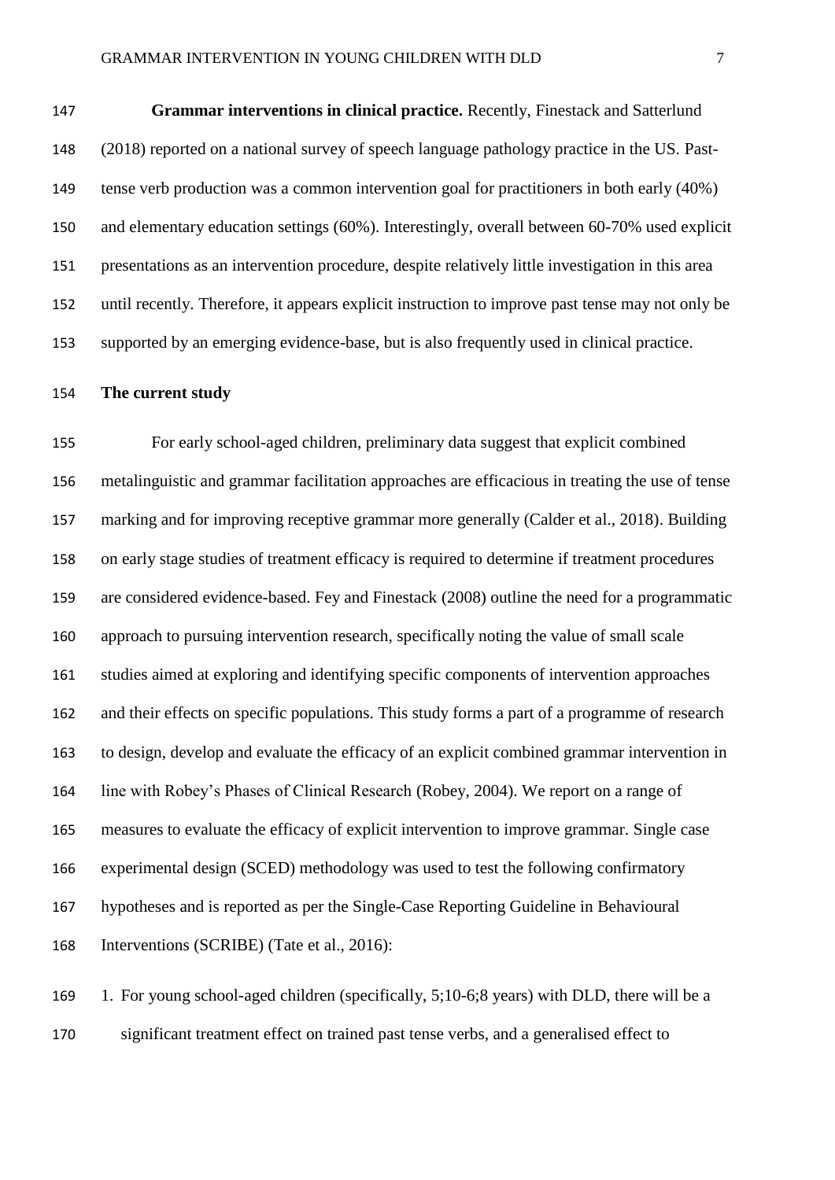**Grammar interventions in clinical practice.** Recently, Finestack and Satterlund (2018) reported on a national survey of speech language pathology practice in the US. Past-tense verb production was a common intervention goal for practitioners in both early (40%) and elementary education settings (60%). Interestingly, overall between 60-70% used explicit presentations as an intervention procedure, despite relatively little investigation in this area until recently. Therefore, it appears explicit instruction to improve past tense may not only be supported by an emerging evidence-base, but is also frequently used in clinical practice.

## The current study

For early school-aged children, preliminary data suggest that explicit combined metalinguistic and grammar facilitation approaches are efficacious in treating the use of tense marking and for improving receptive grammar more generally (Calder et al., 2018). Building on early stage studies of treatment efficacy is required to determine if treatment procedures are considered evidence-based. Fey and Finestack (2008) outline the need for a programmatic approach to pursuing intervention research, specifically noting the value of small scale studies aimed at exploring and identifying specific components of intervention approaches and their effects on specific populations. This study forms a part of a programme of research to design, develop and evaluate the efficacy of an explicit combined grammar intervention in line with Robey's Phases of Clinical Research (Robey, 2004). We report on a range of measures to evaluate the efficacy of explicit intervention to improve grammar. Single case experimental design (SCED) methodology was used to test the following confirmatory hypotheses and is reported as per the Single-Case Reporting Guideline in Behavioural Interventions (SCRIBE) (Tate et al., 2016):

1. For young school-aged children (specifically, 5;10-6;8 years) with DLD, there will be a significant treatment effect on trained past tense verbs, and a generalised effect to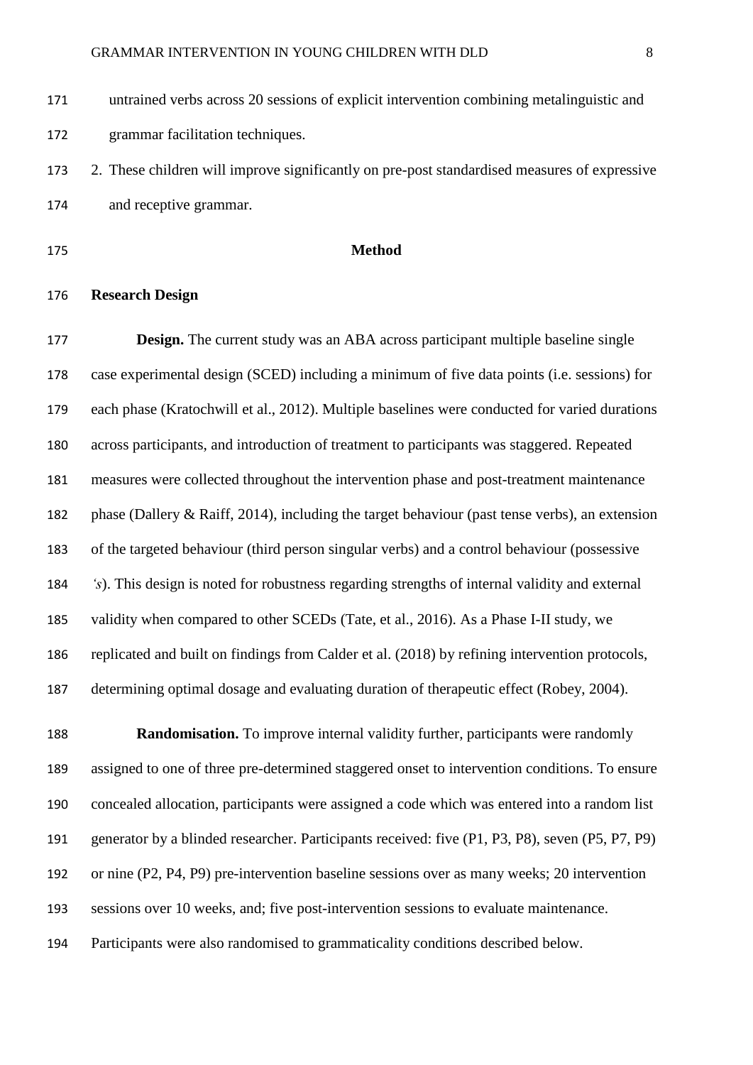untrained verbs across 20 sessions of explicit intervention combining metalinguistic and grammar facilitation techniques.

2. These children will improve significantly on pre-post standardised measures of expressive and receptive grammar.

# Method

## Research Design

**Design.** The current study was an ABA across participant multiple baseline single case experimental design (SCED) including a minimum of five data points (i.e. sessions) for each phase (Kratochwill et al., 2012). Multiple baselines were conducted for varied durations across participants, and introduction of treatment to participants was staggered. Repeated measures were collected throughout the intervention phase and post-treatment maintenance phase (Dallery & Raiff, 2014), including the target behaviour (past tense verbs), an extension of the targeted behaviour (third person singular verbs) and a control behaviour (possessive *'s*). This design is noted for robustness regarding strengths of internal validity and external validity when compared to other SCEDs (Tate, et al., 2016). As a Phase I-II study, we replicated and built on findings from Calder et al. (2018) by refining intervention protocols, determining optimal dosage and evaluating duration of therapeutic effect (Robey, 2004).

**Randomisation.** To improve internal validity further, participants were randomly assigned to one of three pre-determined staggered onset to intervention conditions. To ensure concealed allocation, participants were assigned a code which was entered into a random list generator by a blinded researcher. Participants received: five (P1, P3, P8), seven (P5, P7, P9) or nine (P2, P4, P9) pre-intervention baseline sessions over as many weeks; 20 intervention sessions over 10 weeks, and; five post-intervention sessions to evaluate maintenance. Participants were also randomised to grammaticality conditions described below.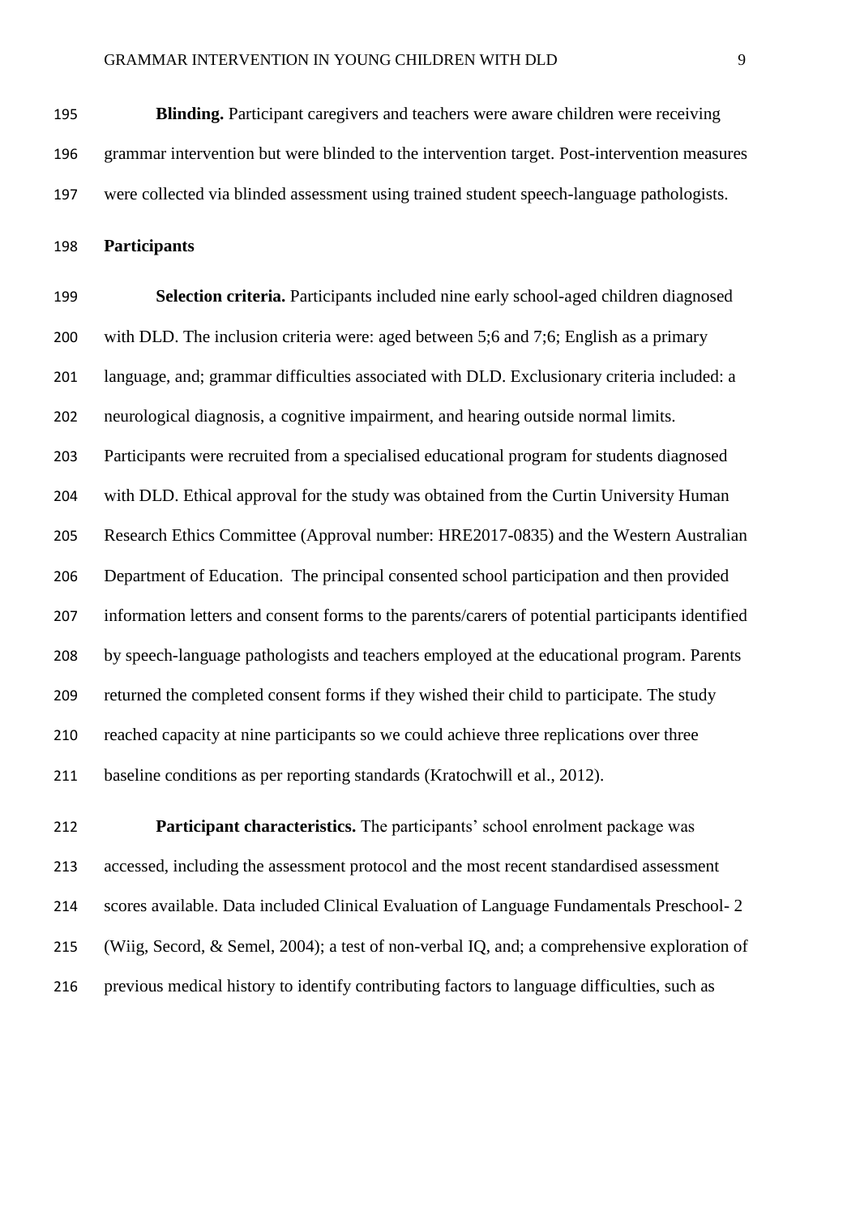**Blinding.** Participant caregivers and teachers were aware children were receiving grammar intervention but were blinded to the intervention target. Post-intervention measures were collected via blinded assessment using trained student speech-language pathologists.

## Participants

**Selection criteria.** Participants included nine early school-aged children diagnosed with DLD. The inclusion criteria were: aged between 5;6 and 7;6; English as a primary language, and; grammar difficulties associated with DLD. Exclusionary criteria included: a neurological diagnosis, a cognitive impairment, and hearing outside normal limits. Participants were recruited from a specialised educational program for students diagnosed with DLD. Ethical approval for the study was obtained from the Curtin University Human Research Ethics Committee (Approval number: HRE2017-0835) and the Western Australian Department of Education. The principal consented school participation and then provided information letters and consent forms to the parents/carers of potential participants identified by speech-language pathologists and teachers employed at the educational program. Parents returned the completed consent forms if they wished their child to participate. The study reached capacity at nine participants so we could achieve three replications over three baseline conditions as per reporting standards (Kratochwill et al., 2012).

**Participant characteristics.** The participants' school enrolment package was accessed, including the assessment protocol and the most recent standardised assessment scores available. Data included Clinical Evaluation of Language Fundamentals Preschool- 2 (Wiig, Secord, & Semel, 2004); a test of non-verbal IQ, and; a comprehensive exploration of previous medical history to identify contributing factors to language difficulties, such as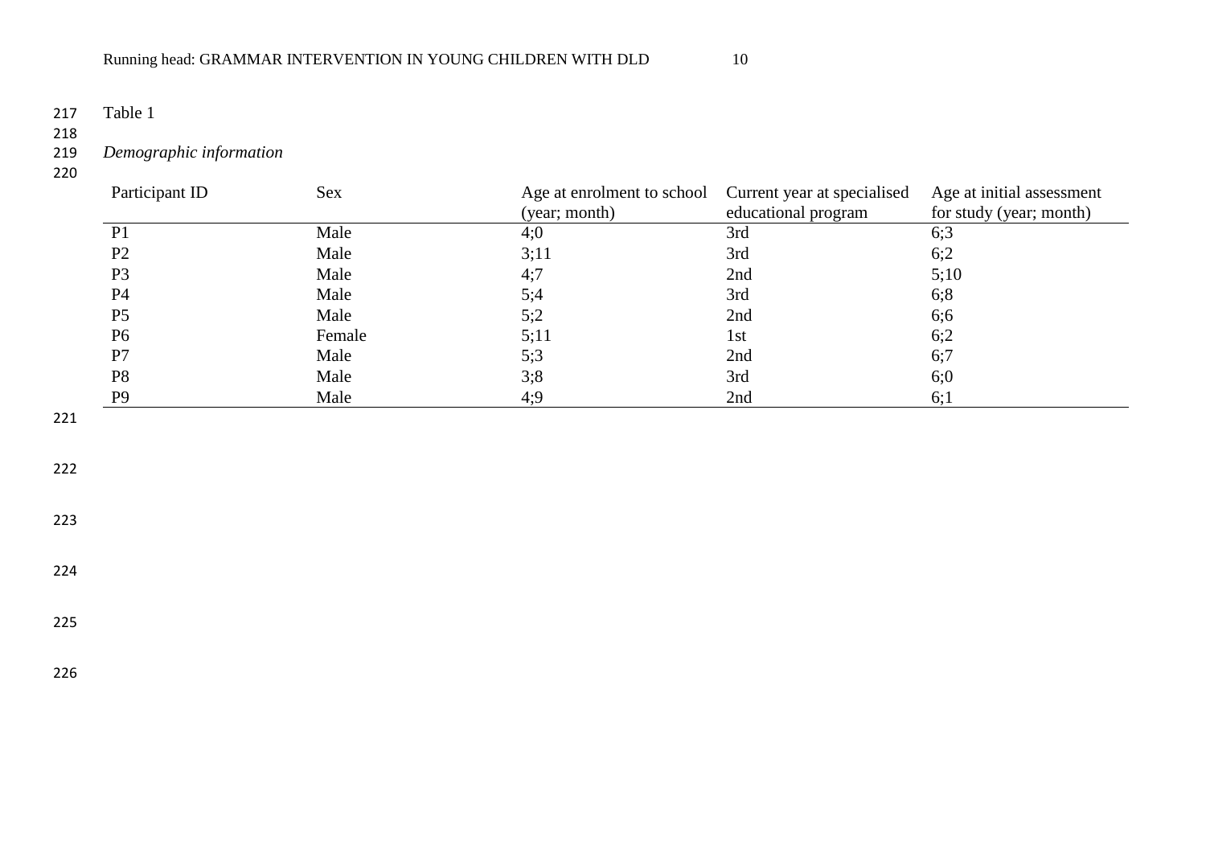Table 1

*Demographic information*

| Participant ID | Sex | Age at enrolment to school (year; month) | Current year at specialised educational program | Age at initial assessment for study (year; month) |
|---|---|---|---|---|
| P1 | Male | 4;0 | 3rd | 6;3 |
| P2 | Male | 3;11 | 3rd | 6;2 |
| P3 | Male | 4;7 | 2nd | 5;10 |
| P4 | Male | 5;4 | 3rd | 6;8 |
| P5 | Male | 5;2 | 2nd | 6;6 |
| P6 | Female | 5;11 | 1st | 6;2 |
| P7 | Male | 5;3 | 2nd | 6;7 |
| P8 | Male | 3;8 | 3rd | 6;0 |
| P9 | Male | 4;9 | 2nd | 6;1 |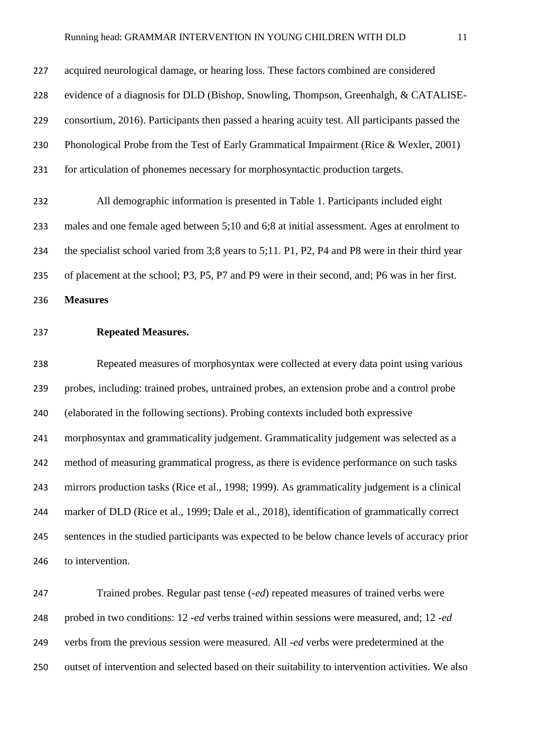acquired neurological damage, or hearing loss. These factors combined are considered evidence of a diagnosis for DLD (Bishop, Snowling, Thompson, Greenhalgh, & CATALISE-consortium, 2016). Participants then passed a hearing acuity test. All participants passed the Phonological Probe from the Test of Early Grammatical Impairment (Rice & Wexler, 2001) for articulation of phonemes necessary for morphosyntactic production targets.

All demographic information is presented in Table 1. Participants included eight males and one female aged between 5;10 and 6;8 at initial assessment. Ages at enrolment to the specialist school varied from 3;8 years to 5;11. P1, P2, P4 and P8 were in their third year of placement at the school; P3, P5, P7 and P9 were in their second, and; P6 was in her first.

## Measures

### Repeated Measures.

Repeated measures of morphosyntax were collected at every data point using various probes, including: trained probes, untrained probes, an extension probe and a control probe (elaborated in the following sections). Probing contexts included both expressive morphosyntax and grammaticality judgement. Grammaticality judgement was selected as a method of measuring grammatical progress, as there is evidence performance on such tasks mirrors production tasks (Rice et al., 1998; 1999). As grammaticality judgement is a clinical marker of DLD (Rice et al., 1999; Dale et al., 2018), identification of grammatically correct sentences in the studied participants was expected to be below chance levels of accuracy prior to intervention.

Trained probes. Regular past tense (*-ed*) repeated measures of trained verbs were probed in two conditions: 12 *-ed* verbs trained within sessions were measured, and; 12 *-ed* verbs from the previous session were measured. All *-ed* verbs were predetermined at the outset of intervention and selected based on their suitability to intervention activities. We also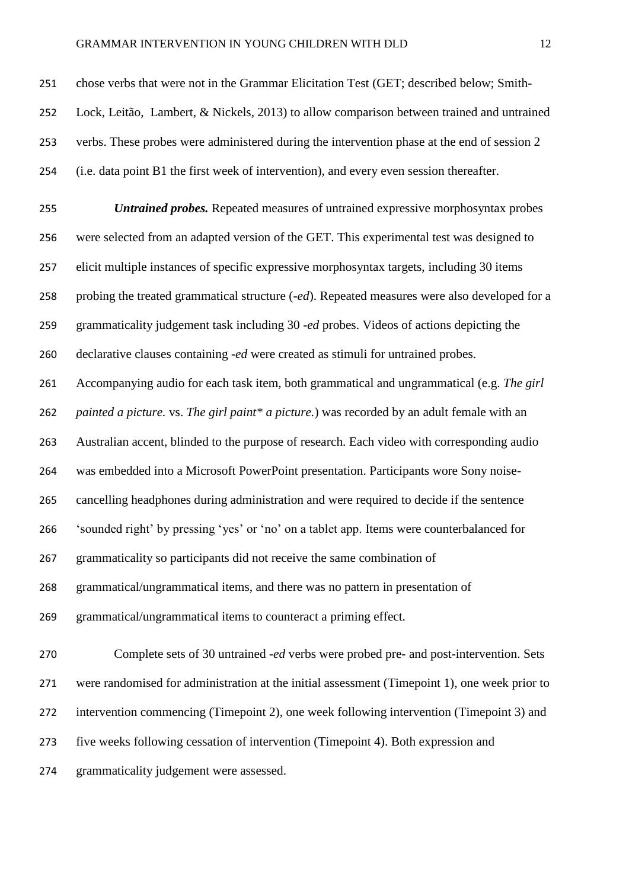chose verbs that were not in the Grammar Elicitation Test (GET; described below; Smith-Lock, Leitão, Lambert, & Nickels, 2013) to allow comparison between trained and untrained verbs. These probes were administered during the intervention phase at the end of session 2 (i.e. data point B1 the first week of intervention), and every even session thereafter.

***Untrained probes.*** Repeated measures of untrained expressive morphosyntax probes were selected from an adapted version of the GET. This experimental test was designed to elicit multiple instances of specific expressive morphosyntax targets, including 30 items probing the treated grammatical structure (*-ed*). Repeated measures were also developed for a grammaticality judgement task including 30 *-ed* probes. Videos of actions depicting the declarative clauses containing *-ed* were created as stimuli for untrained probes. Accompanying audio for each task item, both grammatical and ungrammatical (e.g. *The girl painted a picture.* vs. *The girl paint* a picture.*) was recorded by an adult female with an Australian accent, blinded to the purpose of research. Each video with corresponding audio was embedded into a Microsoft PowerPoint presentation. Participants wore Sony noise-cancelling headphones during administration and were required to decide if the sentence 'sounded right' by pressing 'yes' or 'no' on a tablet app. Items were counterbalanced for grammaticality so participants did not receive the same combination of grammatical/ungrammatical items, and there was no pattern in presentation of grammatical/ungrammatical items to counteract a priming effect.

Complete sets of 30 untrained *-ed* verbs were probed pre- and post-intervention. Sets were randomised for administration at the initial assessment (Timepoint 1), one week prior to intervention commencing (Timepoint 2), one week following intervention (Timepoint 3) and five weeks following cessation of intervention (Timepoint 4). Both expression and grammaticality judgement were assessed.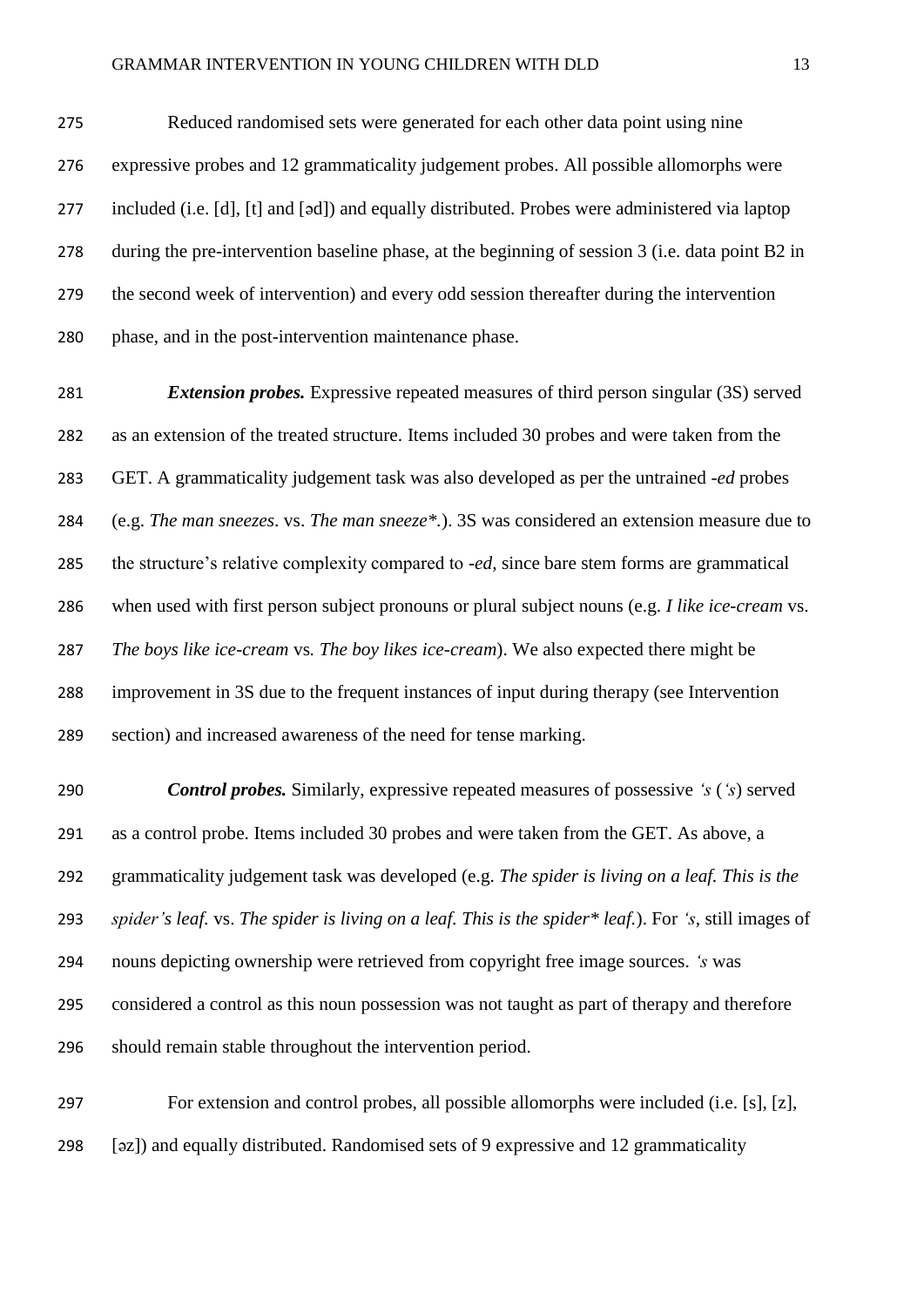Reduced randomised sets were generated for each other data point using nine expressive probes and 12 grammaticality judgement probes. All possible allomorphs were included (i.e. [d], [t] and [əd]) and equally distributed. Probes were administered via laptop during the pre-intervention baseline phase, at the beginning of session 3 (i.e. data point B2 in the second week of intervention) and every odd session thereafter during the intervention phase, and in the post-intervention maintenance phase.

***Extension probes.*** Expressive repeated measures of third person singular (3S) served as an extension of the treated structure. Items included 30 probes and were taken from the GET. A grammaticality judgement task was also developed as per the untrained *-ed* probes (e.g. *The man sneezes*. vs. *The man sneeze*.*). 3S was considered an extension measure due to the structure's relative complexity compared to *-ed*, since bare stem forms are grammatical when used with first person subject pronouns or plural subject nouns (e.g. *I like ice-cream* vs. *The boys like ice-cream* vs. *The boy likes ice-cream*). We also expected there might be improvement in 3S due to the frequent instances of input during therapy (see Intervention section) and increased awareness of the need for tense marking.

***Control probes.*** Similarly, expressive repeated measures of possessive *'s* (*'s*) served as a control probe. Items included 30 probes and were taken from the GET. As above, a grammaticality judgement task was developed (e.g. *The spider is living on a leaf. This is the spider's leaf.* vs. *The spider is living on a leaf. This is the spider* leaf.*). For *'s*, still images of nouns depicting ownership were retrieved from copyright free image sources. *'s* was considered a control as this noun possession was not taught as part of therapy and therefore should remain stable throughout the intervention period.

For extension and control probes, all possible allomorphs were included (i.e. [s], [z], [əz]) and equally distributed. Randomised sets of 9 expressive and 12 grammaticality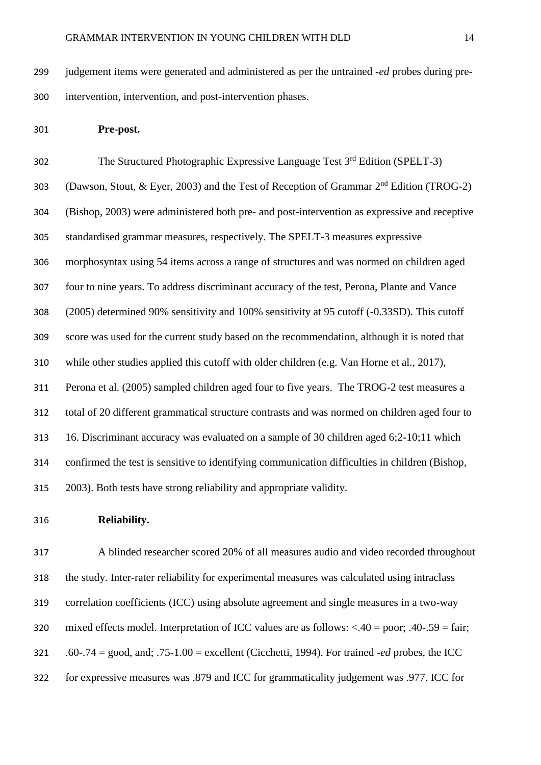judgement items were generated and administered as per the untrained *-ed* probes during pre-intervention, intervention, and post-intervention phases.

**Pre-post.**

The Structured Photographic Expressive Language Test 3rd Edition (SPELT-3) (Dawson, Stout, & Eyer, 2003) and the Test of Reception of Grammar 2nd Edition (TROG-2) (Bishop, 2003) were administered both pre- and post-intervention as expressive and receptive standardised grammar measures, respectively. The SPELT-3 measures expressive morphosyntax using 54 items across a range of structures and was normed on children aged four to nine years. To address discriminant accuracy of the test, Perona, Plante and Vance (2005) determined 90% sensitivity and 100% sensitivity at 95 cutoff (-0.33SD). This cutoff score was used for the current study based on the recommendation, although it is noted that while other studies applied this cutoff with older children (e.g. Van Horne et al., 2017), Perona et al. (2005) sampled children aged four to five years. The TROG-2 test measures a total of 20 different grammatical structure contrasts and was normed on children aged four to 16. Discriminant accuracy was evaluated on a sample of 30 children aged 6;2-10;11 which confirmed the test is sensitive to identifying communication difficulties in children (Bishop, 2003). Both tests have strong reliability and appropriate validity.

**Reliability.**

A blinded researcher scored 20% of all measures audio and video recorded throughout the study. Inter-rater reliability for experimental measures was calculated using intraclass correlation coefficients (ICC) using absolute agreement and single measures in a two-way mixed effects model. Interpretation of ICC values are as follows: <.40 = poor; .40-.59 = fair; .60-.74 = good, and; .75-1.00 = excellent (Cicchetti, 1994). For trained *-ed* probes, the ICC for expressive measures was .879 and ICC for grammaticality judgement was .977. ICC for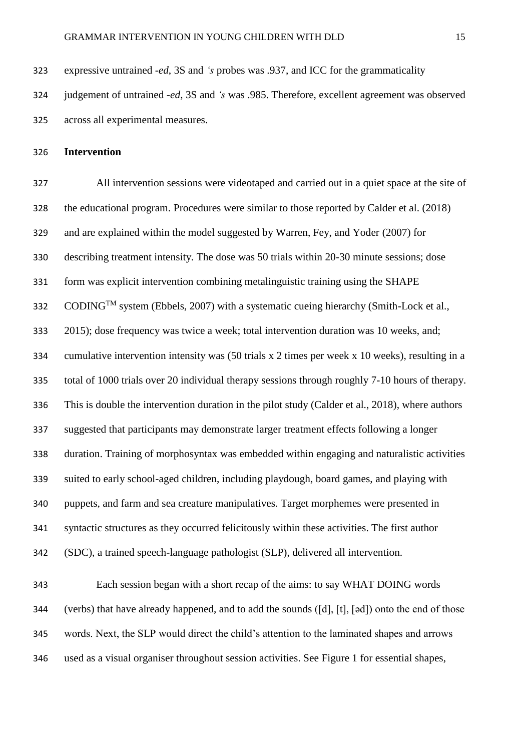expressive untrained *-ed*, 3S and *'s* probes was .937, and ICC for the grammaticality judgement of untrained *-ed*, 3S and *'s* was .985. Therefore, excellent agreement was observed across all experimental measures.

**Intervention**

All intervention sessions were videotaped and carried out in a quiet space at the site of the educational program. Procedures were similar to those reported by Calder et al. (2018) and are explained within the model suggested by Warren, Fey, and Yoder (2007) for describing treatment intensity. The dose was 50 trials within 20-30 minute sessions; dose form was explicit intervention combining metalinguistic training using the SHAPE CODING™ system (Ebbels, 2007) with a systematic cueing hierarchy (Smith-Lock et al., 2015); dose frequency was twice a week; total intervention duration was 10 weeks, and; cumulative intervention intensity was (50 trials x 2 times per week x 10 weeks), resulting in a total of 1000 trials over 20 individual therapy sessions through roughly 7-10 hours of therapy. This is double the intervention duration in the pilot study (Calder et al., 2018), where authors suggested that participants may demonstrate larger treatment effects following a longer duration. Training of morphosyntax was embedded within engaging and naturalistic activities suited to early school-aged children, including playdough, board games, and playing with puppets, and farm and sea creature manipulatives. Target morphemes were presented in syntactic structures as they occurred felicitously within these activities. The first author (SDC), a trained speech-language pathologist (SLP), delivered all intervention.

Each session began with a short recap of the aims: to say WHAT DOING words (verbs) that have already happened, and to add the sounds ([d], [t], [əd]) onto the end of those words. Next, the SLP would direct the child's attention to the laminated shapes and arrows used as a visual organiser throughout session activities. See Figure 1 for essential shapes,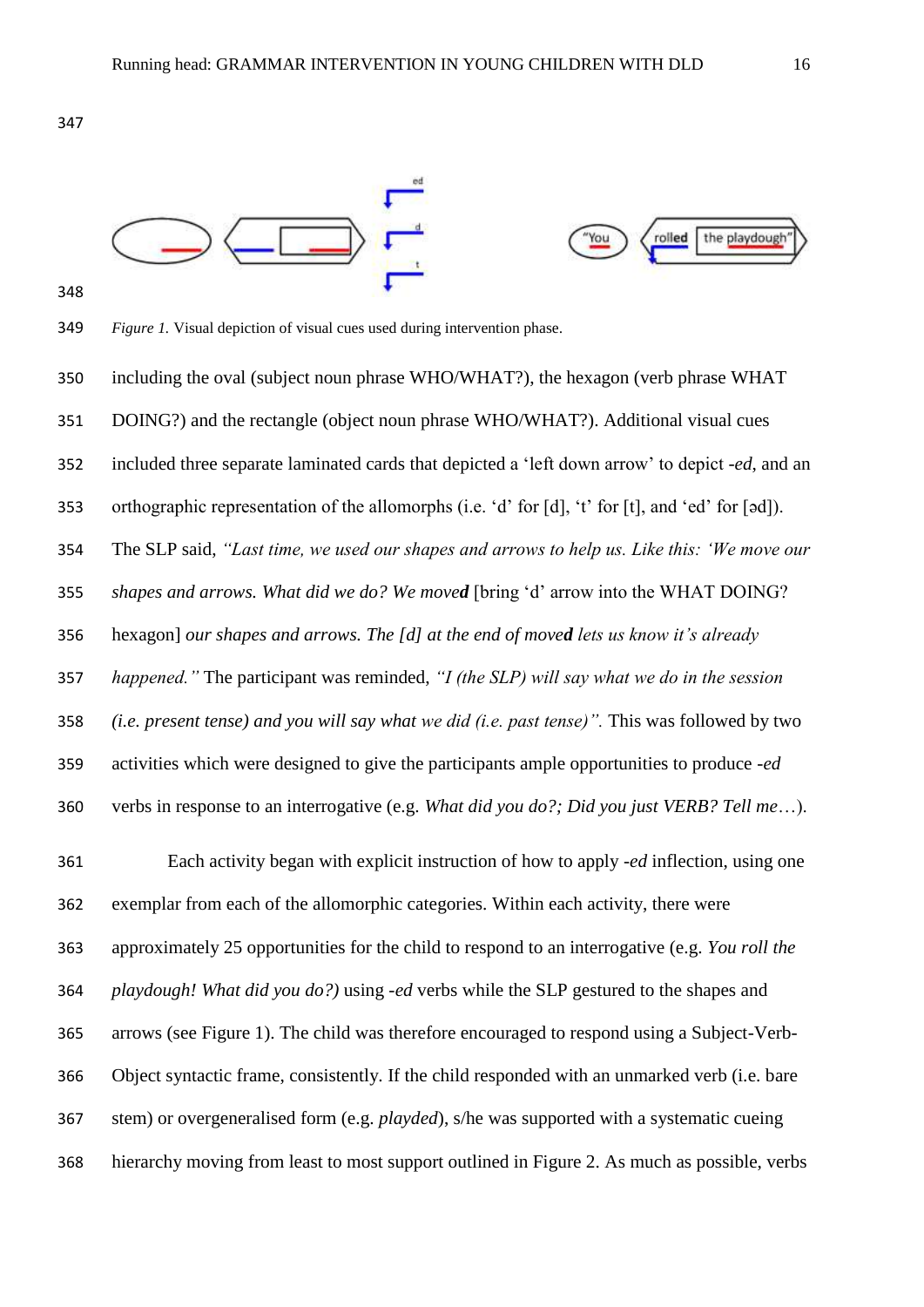*Figure 1.* Visual depiction of visual cues used during intervention phase.

including the oval (subject noun phrase WHO/WHAT?), the hexagon (verb phrase WHAT DOING?) and the rectangle (object noun phrase WHO/WHAT?). Additional visual cues included three separate laminated cards that depicted a 'left down arrow' to depict *-ed*, and an orthographic representation of the allomorphs (i.e. 'd' for [d], 't' for [t], and 'ed' for [əd]). The SLP said, *"Last time, we used our shapes and arrows to help us. Like this: 'We move our shapes and arrows. What did we do? We move**d*** [bring 'd' arrow into the WHAT DOING? hexagon] *our shapes and arrows. The [d] at the end of move**d** lets us know it's already happened."* The participant was reminded, *"I (the SLP) will say what we do in the session (i.e. present tense) and you will say what we did (i.e. past tense)".* This was followed by two activities which were designed to give the participants ample opportunities to produce *-ed* verbs in response to an interrogative (e.g. *What did you do?; Did you just VERB? Tell me*…).

Each activity began with explicit instruction of how to apply *-ed* inflection, using one exemplar from each of the allomorphic categories. Within each activity, there were approximately 25 opportunities for the child to respond to an interrogative (e.g. *You roll the playdough! What did you do?)* using *-ed* verbs while the SLP gestured to the shapes and arrows (see Figure 1). The child was therefore encouraged to respond using a Subject-Verb-Object syntactic frame, consistently. If the child responded with an unmarked verb (i.e. bare stem) or overgeneralised form (e.g. *playded*), s/he was supported with a systematic cueing hierarchy moving from least to most support outlined in Figure 2. As much as possible, verbs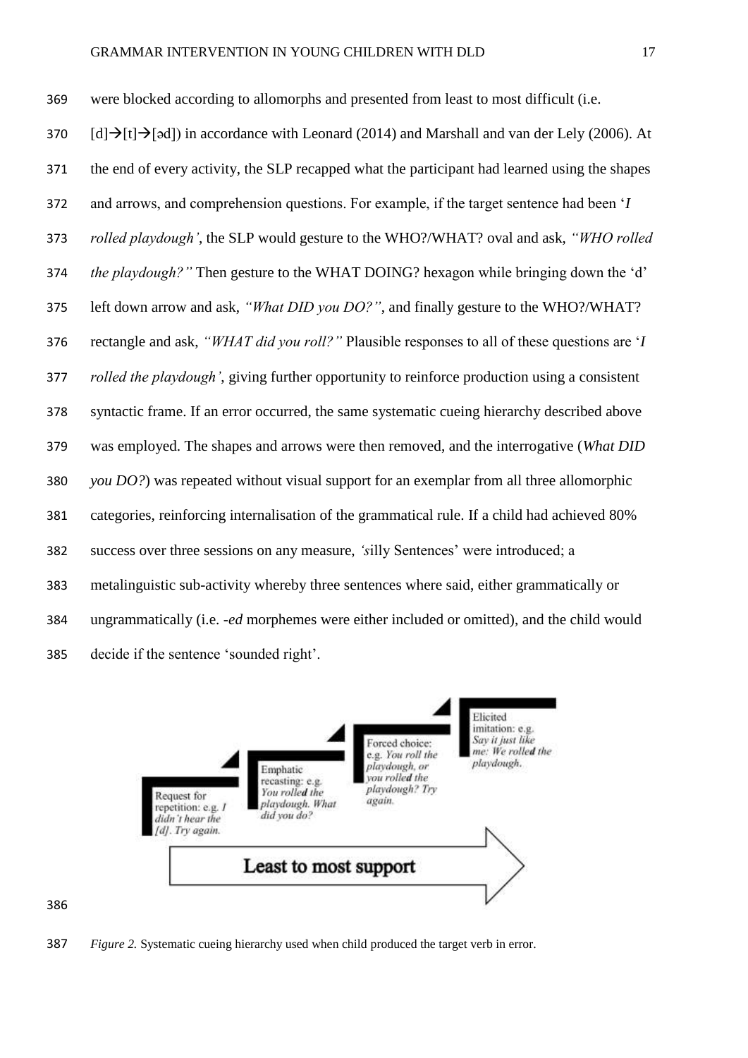were blocked according to allomorphs and presented from least to most difficult (i.e. [d]→[t]→[əd]) in accordance with Leonard (2014) and Marshall and van der Lely (2006). At the end of every activity, the SLP recapped what the participant had learned using the shapes and arrows, and comprehension questions. For example, if the target sentence had been '*I rolled playdough'*, the SLP would gesture to the WHO?/WHAT? oval and ask, *"WHO rolled the playdough?"* Then gesture to the WHAT DOING? hexagon while bringing down the 'd' left down arrow and ask, *"What DID you DO?"*, and finally gesture to the WHO?/WHAT? rectangle and ask, *"WHAT did you roll?"* Plausible responses to all of these questions are '*I rolled the playdough'*, giving further opportunity to reinforce production using a consistent syntactic frame. If an error occurred, the same systematic cueing hierarchy described above was employed. The shapes and arrows were then removed, and the interrogative (*What DID you DO?*) was repeated without visual support for an exemplar from all three allomorphic categories, reinforcing internalisation of the grammatical rule. If a child had achieved 80% success over three sessions on any measure, *'s*illy Sentences' were introduced; a metalinguistic sub-activity whereby three sentences where said, either grammatically or ungrammatically (i.e. *-ed* morphemes were either included or omitted), and the child would decide if the sentence 'sounded right'.

Request for repetition: e.g. *I didn't hear the [d]. Try again.*

Emphatic recasting: e.g. *You rolled the playdough. What did you do?*

Forced choice: e.g. *You roll the playdough, or you rolled the playdough? Try again.*

Elicited imitation: e.g. *Say it just like me: We rolled the playdough.*

Least to most support

*Figure 2.* Systematic cueing hierarchy used when child produced the target verb in error.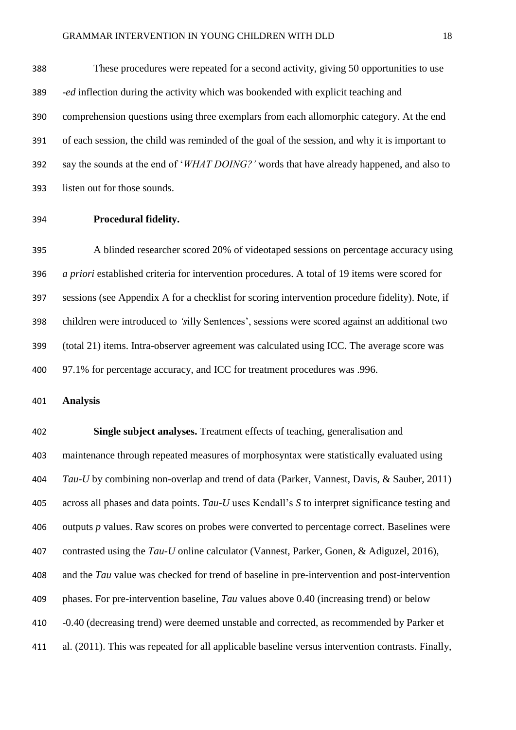These procedures were repeated for a second activity, giving 50 opportunities to use -*ed* inflection during the activity which was bookended with explicit teaching and comprehension questions using three exemplars from each allomorphic category. At the end of each session, the child was reminded of the goal of the session, and why it is important to say the sounds at the end of '*WHAT DOING?'* words that have already happened, and also to listen out for those sounds.

**Procedural fidelity.**

A blinded researcher scored 20% of videotaped sessions on percentage accuracy using *a priori* established criteria for intervention procedures. A total of 19 items were scored for sessions (see Appendix A for a checklist for scoring intervention procedure fidelity). Note, if children were introduced to *'s*illy Sentences', sessions were scored against an additional two (total 21) items. Intra-observer agreement was calculated using ICC. The average score was 97.1% for percentage accuracy, and ICC for treatment procedures was .996.

## Analysis

**Single subject analyses.** Treatment effects of teaching, generalisation and maintenance through repeated measures of morphosyntax were statistically evaluated using *Tau-U* by combining non-overlap and trend of data (Parker, Vannest, Davis, & Sauber, 2011) across all phases and data points. *Tau-U* uses Kendall's *S* to interpret significance testing and outputs *p* values. Raw scores on probes were converted to percentage correct. Baselines were contrasted using the *Tau-U* online calculator (Vannest, Parker, Gonen, & Adiguzel, 2016), and the *Tau* value was checked for trend of baseline in pre-intervention and post-intervention phases. For pre-intervention baseline, *Tau* values above 0.40 (increasing trend) or below -0.40 (decreasing trend) were deemed unstable and corrected, as recommended by Parker et al. (2011). This was repeated for all applicable baseline versus intervention contrasts. Finally,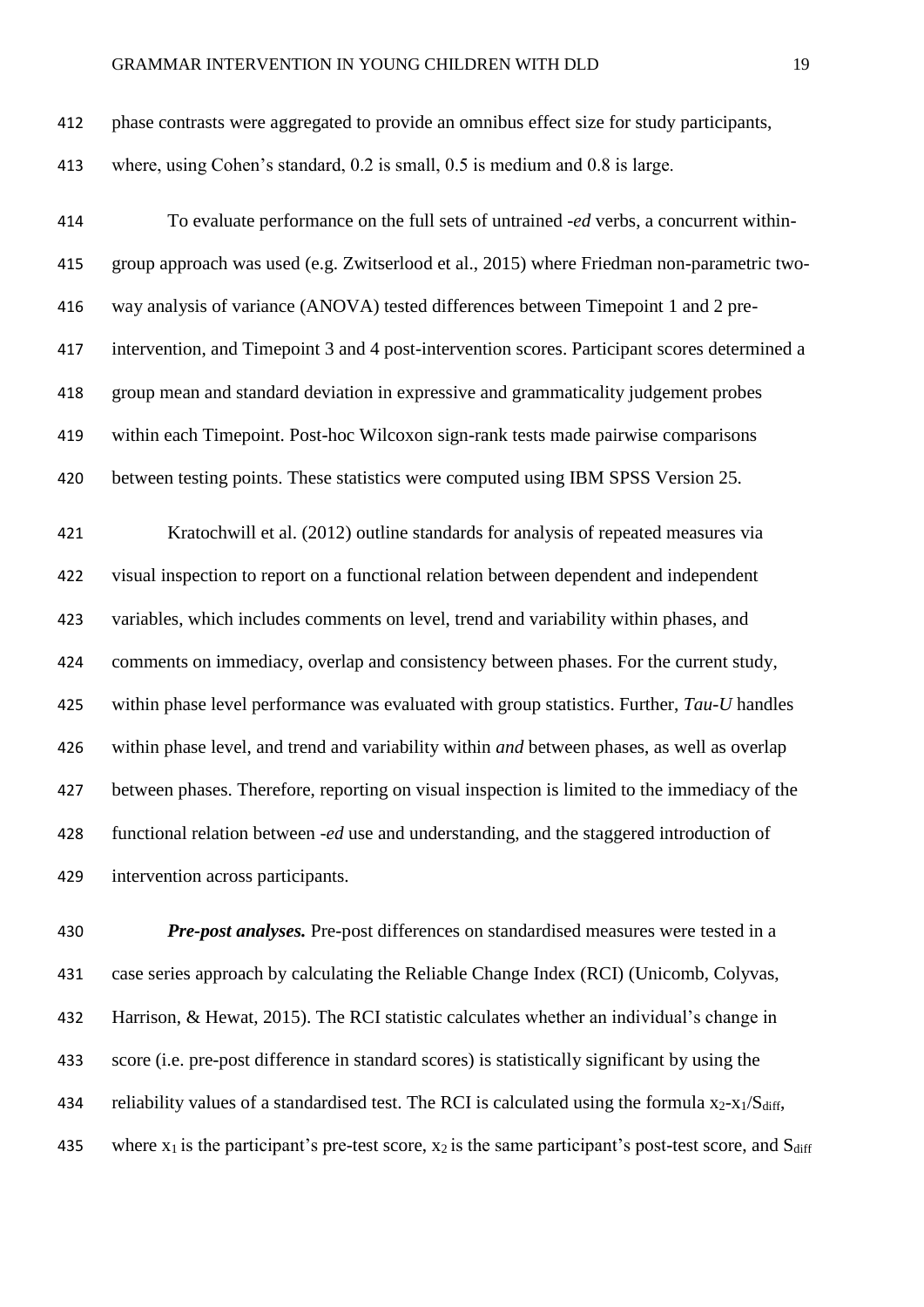phase contrasts were aggregated to provide an omnibus effect size for study participants, where, using Cohen's standard, 0.2 is small, 0.5 is medium and 0.8 is large.

To evaluate performance on the full sets of untrained *-ed* verbs, a concurrent within-group approach was used (e.g. Zwitserlood et al., 2015) where Friedman non-parametric two-way analysis of variance (ANOVA) tested differences between Timepoint 1 and 2 pre-intervention, and Timepoint 3 and 4 post-intervention scores. Participant scores determined a group mean and standard deviation in expressive and grammaticality judgement probes within each Timepoint. Post-hoc Wilcoxon sign-rank tests made pairwise comparisons between testing points. These statistics were computed using IBM SPSS Version 25.

Kratochwill et al. (2012) outline standards for analysis of repeated measures via visual inspection to report on a functional relation between dependent and independent variables, which includes comments on level, trend and variability within phases, and comments on immediacy, overlap and consistency between phases. For the current study, within phase level performance was evaluated with group statistics. Further, *Tau-U* handles within phase level, and trend and variability within *and* between phases, as well as overlap between phases. Therefore, reporting on visual inspection is limited to the immediacy of the functional relation between *-ed* use and understanding, and the staggered introduction of intervention across participants.

***Pre-post analyses.*** Pre-post differences on standardised measures were tested in a case series approach by calculating the Reliable Change Index (RCI) (Unicomb, Colyvas, Harrison, & Hewat, 2015). The RCI statistic calculates whether an individual's change in score (i.e. pre-post difference in standard scores) is statistically significant by using the reliability values of a standardised test. The RCI is calculated using the formula $x_2$-$x_1$/$S_{diff}$, where $x_1$ is the participant's pre-test score, $x_2$ is the same participant's post-test score, and $S_{diff}$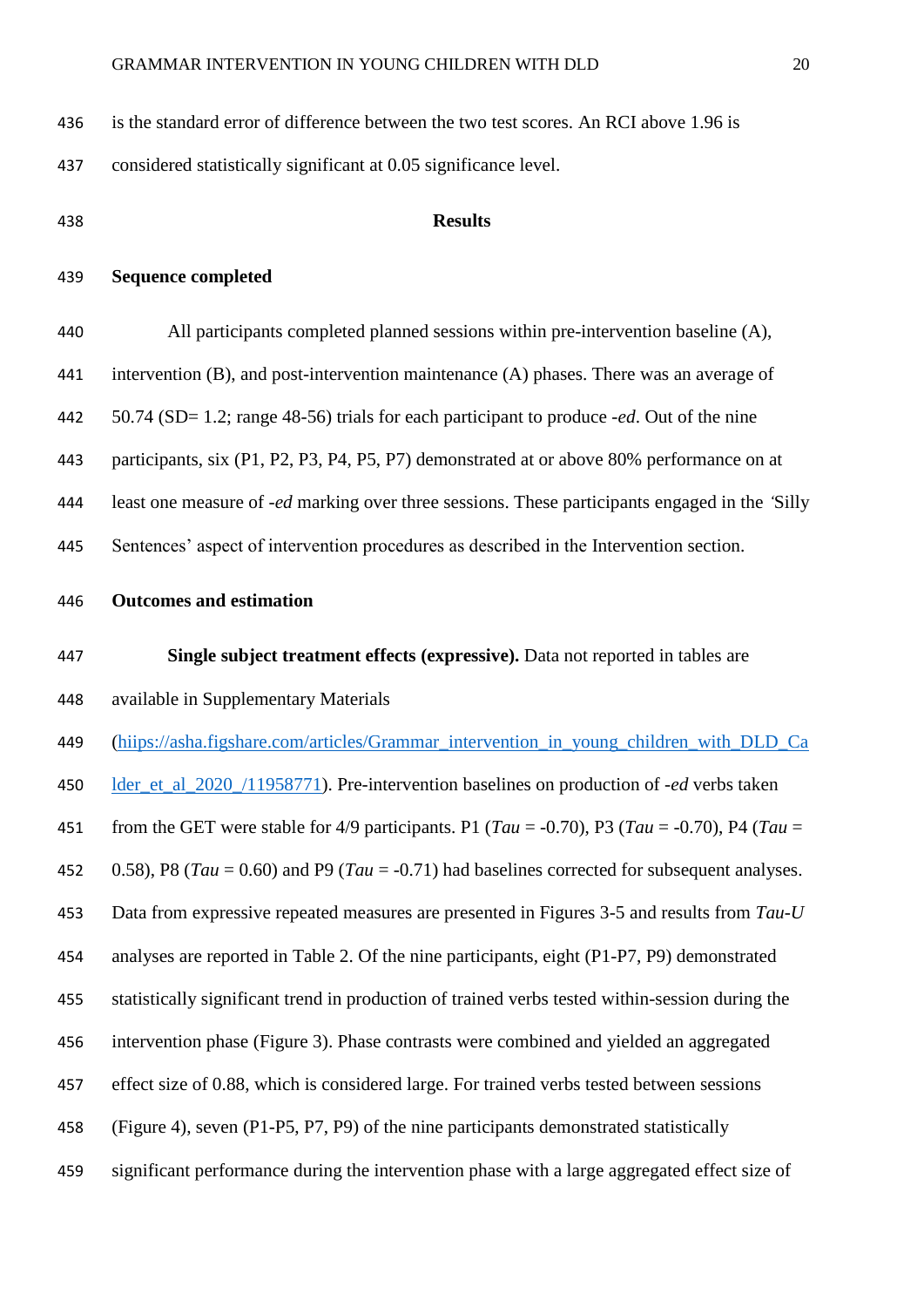is the standard error of difference between the two test scores. An RCI above 1.96 is considered statistically significant at 0.05 significance level.

## Results

### Sequence completed

All participants completed planned sessions within pre-intervention baseline (A), intervention (B), and post-intervention maintenance (A) phases. There was an average of 50.74 (SD= 1.2; range 48-56) trials for each participant to produce *-ed*. Out of the nine participants, six (P1, P2, P3, P4, P5, P7) demonstrated at or above 80% performance on at least one measure of *-ed* marking over three sessions. These participants engaged in the 'Silly Sentences' aspect of intervention procedures as described in the Intervention section.

### Outcomes and estimation

**Single subject treatment effects (expressive).** Data not reported in tables are available in Supplementary Materials (hiips://asha.figshare.com/articles/Grammar_intervention_in_young_children_with_DLD_Calder_et_al_2020_/11958771). Pre-intervention baselines on production of *-ed* verbs taken from the GET were stable for 4/9 participants. P1 (*Tau* = -0.70), P3 (*Tau* = -0.70), P4 (*Tau* = 0.58), P8 (*Tau* = 0.60) and P9 (*Tau* = -0.71) had baselines corrected for subsequent analyses. Data from expressive repeated measures are presented in Figures 3-5 and results from *Tau-U* analyses are reported in Table 2. Of the nine participants, eight (P1-P7, P9) demonstrated statistically significant trend in production of trained verbs tested within-session during the intervention phase (Figure 3). Phase contrasts were combined and yielded an aggregated effect size of 0.88, which is considered large. For trained verbs tested between sessions (Figure 4), seven (P1-P5, P7, P9) of the nine participants demonstrated statistically significant performance during the intervention phase with a large aggregated effect size of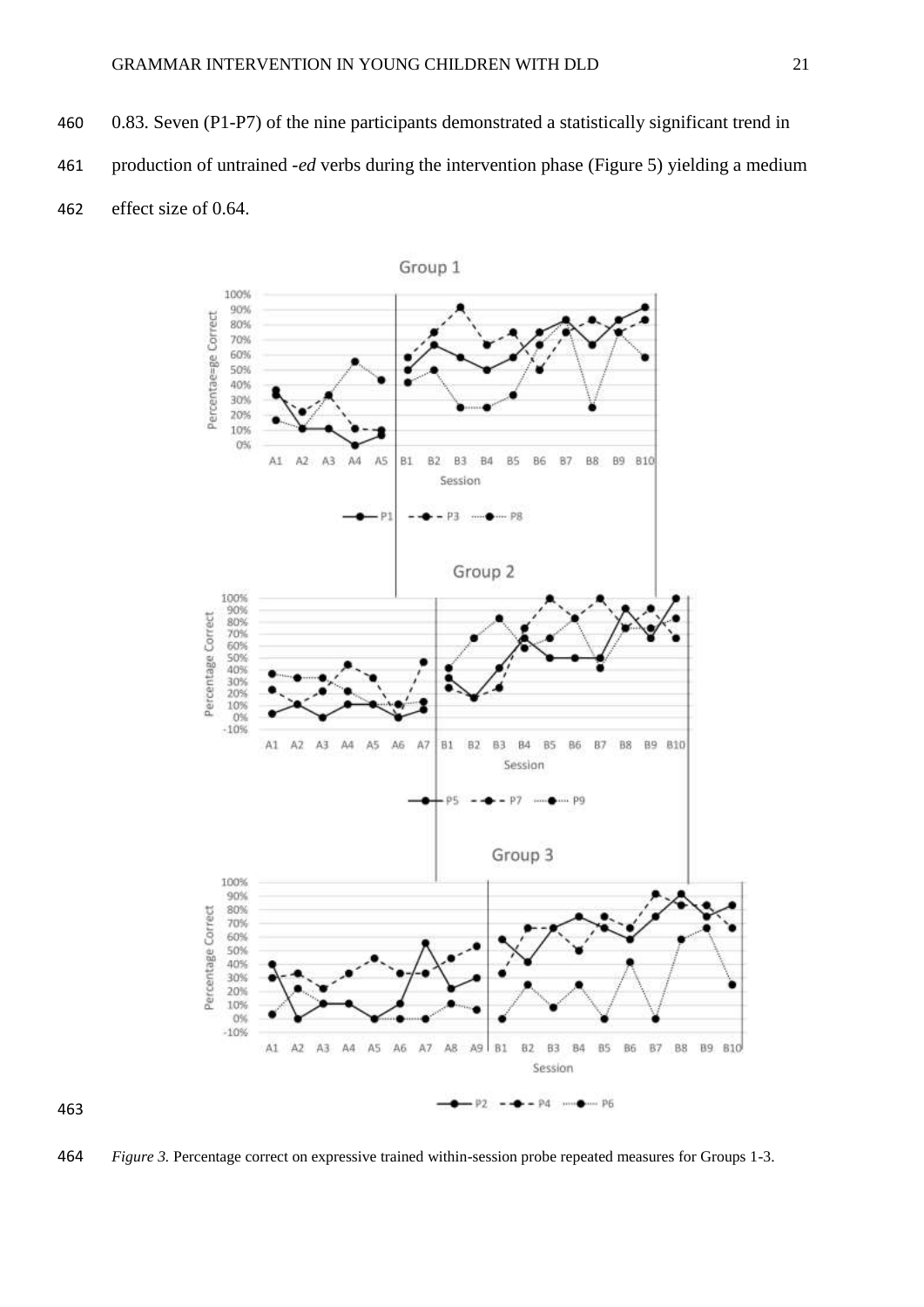0.83. Seven (P1-P7) of the nine participants demonstrated a statistically significant trend in production of untrained *-ed* verbs during the intervention phase (Figure 5) yielding a medium effect size of 0.64.

*Figure 3.* Percentage correct on expressive trained within-session probe repeated measures for Groups 1-3.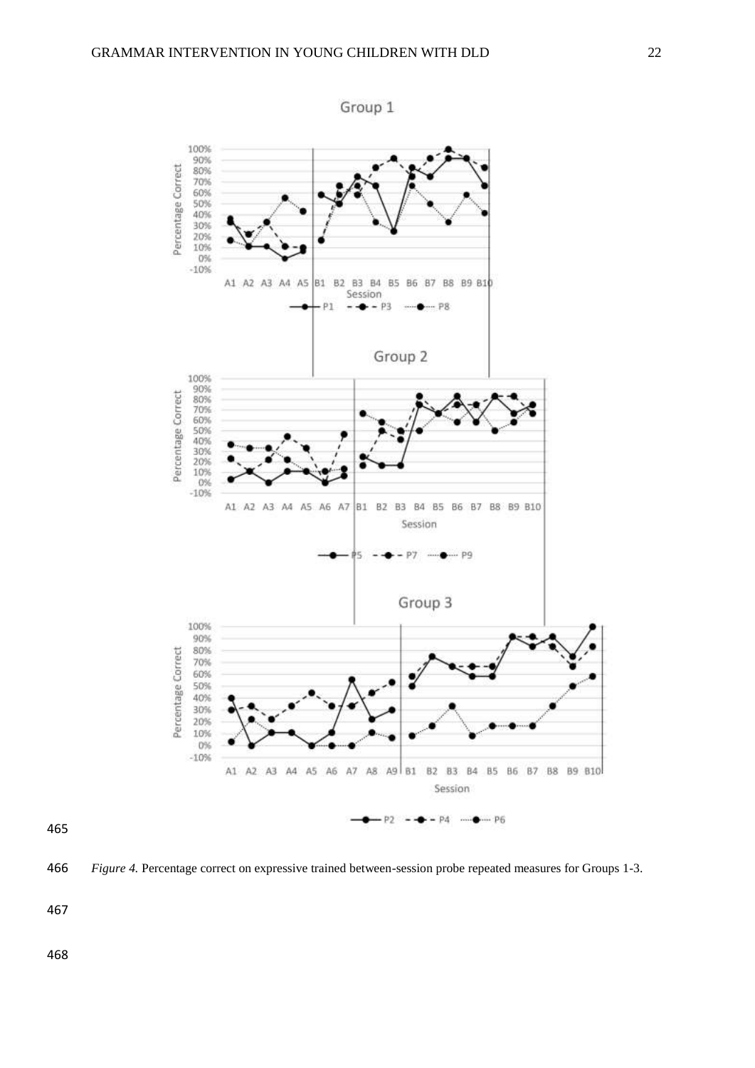*Figure 4.* Percentage correct on expressive trained between-session probe repeated measures for Groups 1-3.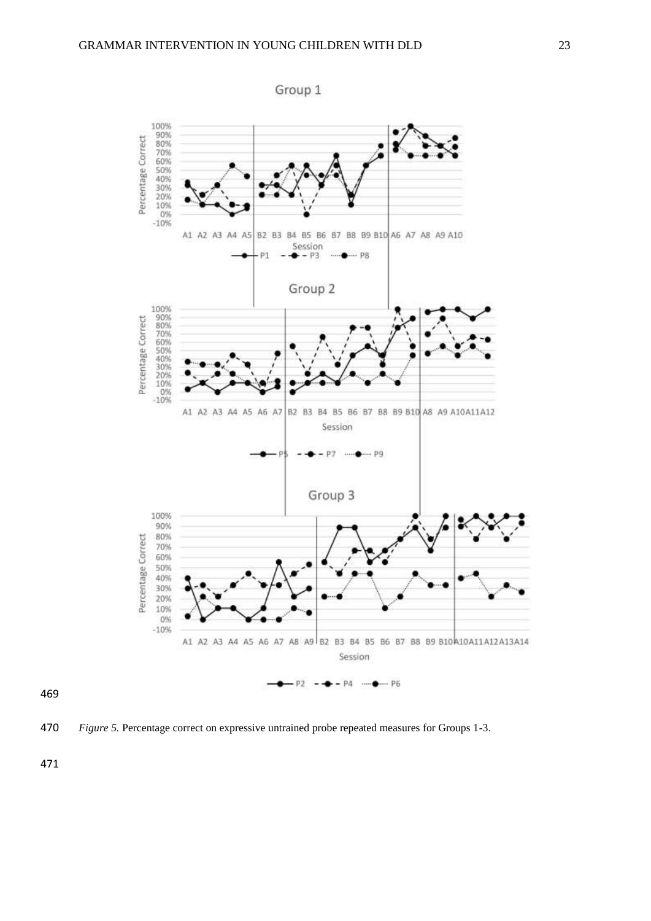*Figure 5.* Percentage correct on expressive untrained probe repeated measures for Groups 1-3.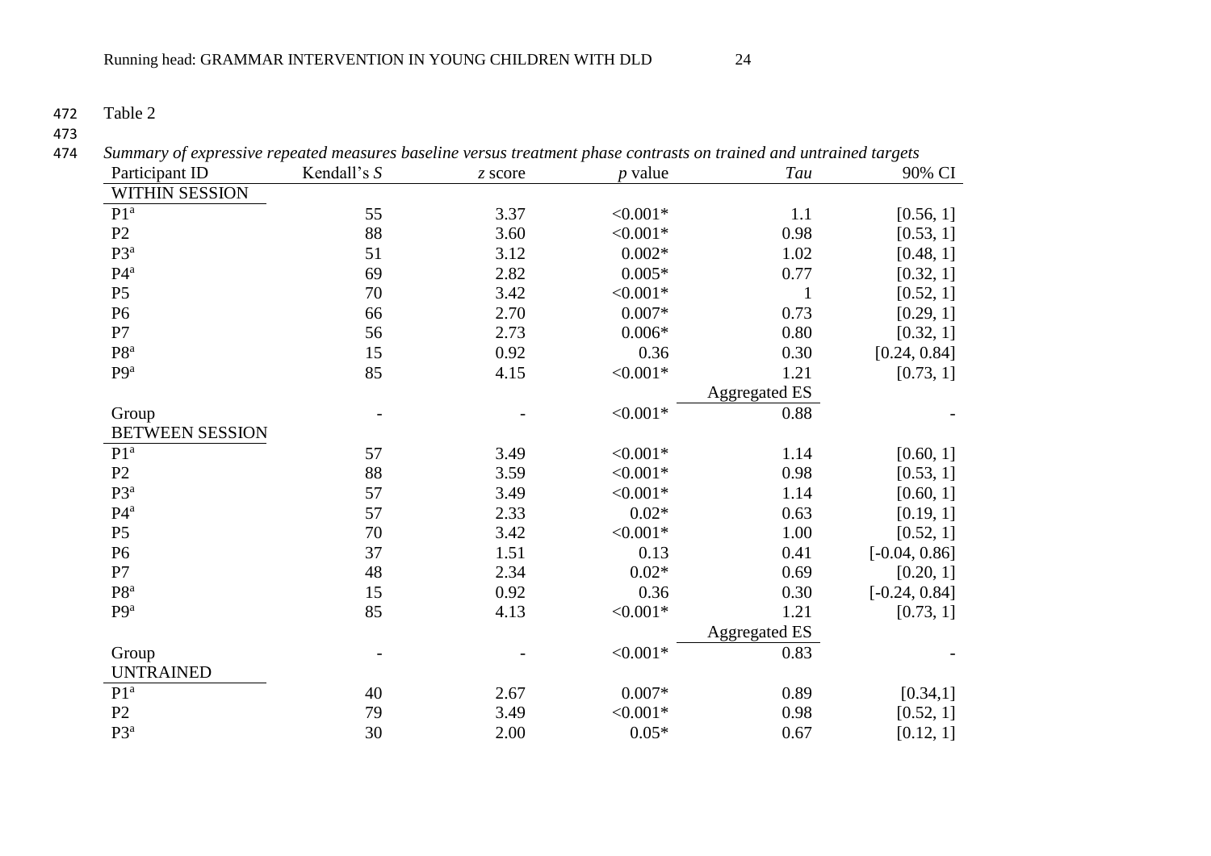Table 2

*Summary of expressive repeated measures baseline versus treatment phase contrasts on trained and untrained targets*

| Participant ID | Kendall's *S* | *z* score | *p* value | *Tau* | 90% CI |
|---|---|---|---|---|---|
| WITHIN SESSION | | | | | |
| P1[a] | 55 | 3.37 | <0.001* | 1.1 | [0.56, 1] |
| P2 | 88 | 3.60 | <0.001* | 0.98 | [0.53, 1] |
| P3[a] | 51 | 3.12 | 0.002* | 1.02 | [0.48, 1] |
| P4[a] | 69 | 2.82 | 0.005* | 0.77 | [0.32, 1] |
| P5 | 70 | 3.42 | <0.001* | 1 | [0.52, 1] |
| P6 | 66 | 2.70 | 0.007* | 0.73 | [0.29, 1] |
| P7 | 56 | 2.73 | 0.006* | 0.80 | [0.32, 1] |
| P8[a] | 15 | 0.92 | 0.36 | 0.30 | [0.24, 0.84] |
| P9[a] | 85 | 4.15 | <0.001* | 1.21 | [0.73, 1] |
| | | | | Aggregated ES | |
| Group | - | - | <0.001* | 0.88 | - |
| BETWEEN SESSION | | | | | |
| P1[a] | 57 | 3.49 | <0.001* | 1.14 | [0.60, 1] |
| P2 | 88 | 3.59 | <0.001* | 0.98 | [0.53, 1] |
| P3[a] | 57 | 3.49 | <0.001* | 1.14 | [0.60, 1] |
| P4[a] | 57 | 2.33 | 0.02* | 0.63 | [0.19, 1] |
| P5 | 70 | 3.42 | <0.001* | 1.00 | [0.52, 1] |
| P6 | 37 | 1.51 | 0.13 | 0.41 | [-0.04, 0.86] |
| P7 | 48 | 2.34 | 0.02* | 0.69 | [0.20, 1] |
| P8[a] | 15 | 0.92 | 0.36 | 0.30 | [-0.24, 0.84] |
| P9[a] | 85 | 4.13 | <0.001* | 1.21 | [0.73, 1] |
| | | | | Aggregated ES | |
| Group | - | - | <0.001* | 0.83 | - |
| UNTRAINED | | | | | |
| P1[a] | 40 | 2.67 | 0.007* | 0.89 | [0.34,1] |
| P2 | 79 | 3.49 | <0.001* | 0.98 | [0.52, 1] |
| P3[a] | 30 | 2.00 | 0.05* | 0.67 | [0.12, 1] |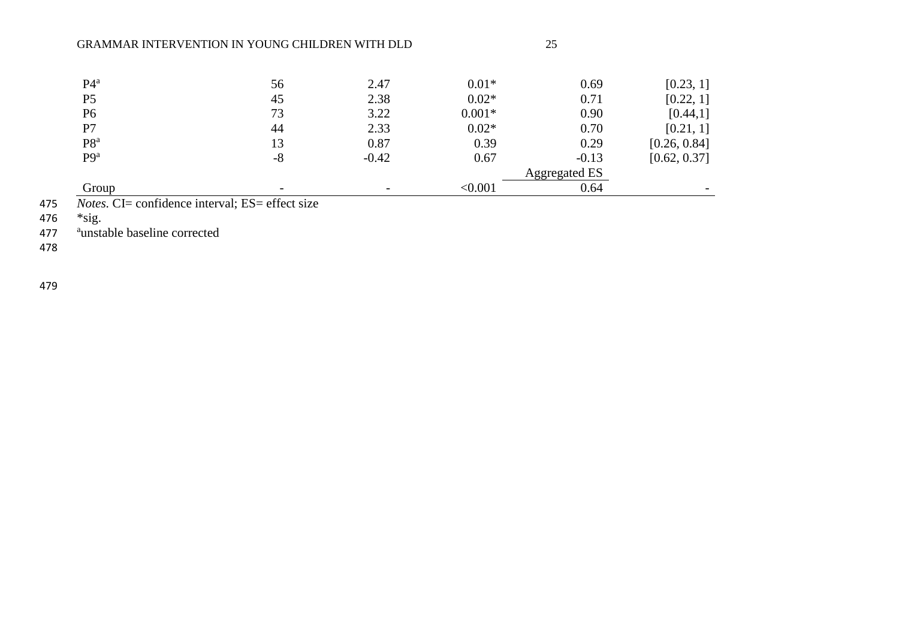| | | | | | |
|---|---|---|---|---|---|
| P4[a] | 56 | 2.47 | 0.01* | 0.69 | [0.23, 1] |
| P5 | 45 | 2.38 | 0.02* | 0.71 | [0.22, 1] |
| P6 | 73 | 3.22 | 0.001* | 0.90 | [0.44,1] |
| P7 | 44 | 2.33 | 0.02* | 0.70 | [0.21, 1] |
| P8[a] | 13 | 0.87 | 0.39 | 0.29 | [0.26, 0.84] |
| P9[a] | -8 | -0.42 | 0.67 | -0.13 | [0.62, 0.37] |
| | | | | Aggregated ES | |
| Group | - | - | <0.001 | 0.64 | - |

*Notes.* CI= confidence interval; ES= effect size
*sig.
[a]unstable baseline corrected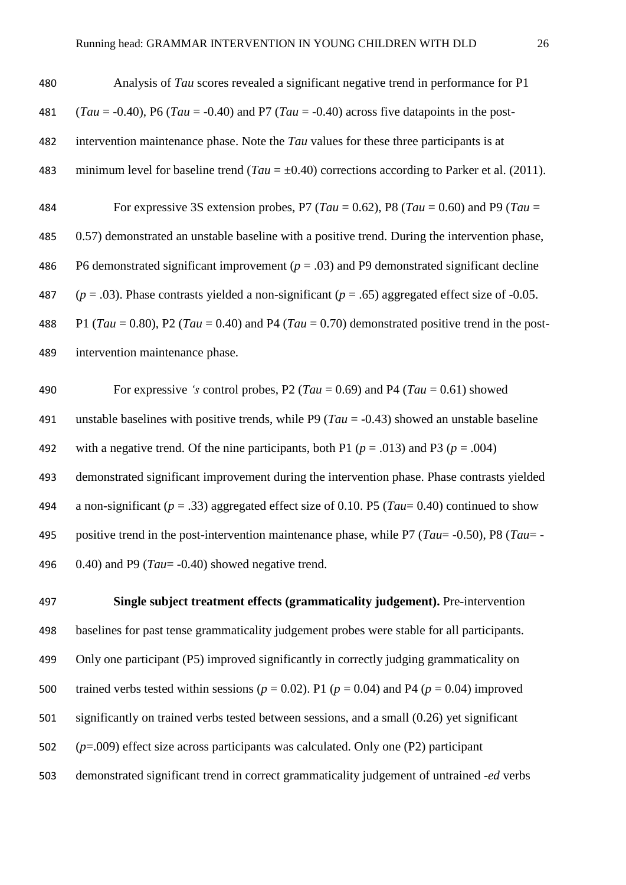Analysis of *Tau* scores revealed a significant negative trend in performance for P1 (*Tau* = -0.40), P6 (*Tau* = -0.40) and P7 (*Tau* = -0.40) across five datapoints in the post-intervention maintenance phase. Note the *Tau* values for these three participants is at minimum level for baseline trend (*Tau* = ±0.40) corrections according to Parker et al. (2011).

For expressive 3S extension probes, P7 (*Tau* = 0.62), P8 (*Tau* = 0.60) and P9 (*Tau* = 0.57) demonstrated an unstable baseline with a positive trend. During the intervention phase, P6 demonstrated significant improvement ($p$ = .03) and P9 demonstrated significant decline ($p$ = .03). Phase contrasts yielded a non-significant ($p$ = .65) aggregated effect size of -0.05. P1 (*Tau* = 0.80), P2 (*Tau* = 0.40) and P4 (*Tau* = 0.70) demonstrated positive trend in the post-intervention maintenance phase.

For expressive *'s* control probes, P2 (*Tau* = 0.69) and P4 (*Tau* = 0.61) showed unstable baselines with positive trends, while P9 (*Tau* = -0.43) showed an unstable baseline with a negative trend. Of the nine participants, both P1 ($p$ = .013) and P3 ($p$ = .004) demonstrated significant improvement during the intervention phase. Phase contrasts yielded a non-significant ($p$ = .33) aggregated effect size of 0.10. P5 (*Tau*= 0.40) continued to show positive trend in the post-intervention maintenance phase, while P7 (*Tau*= -0.50), P8 (*Tau*= -0.40) and P9 (*Tau*= -0.40) showed negative trend.

**Single subject treatment effects (grammaticality judgement).** Pre-intervention baselines for past tense grammaticality judgement probes were stable for all participants. Only one participant (P5) improved significantly in correctly judging grammaticality on trained verbs tested within sessions ($p$ = 0.02). P1 ($p$ = 0.04) and P4 ($p$ = 0.04) improved significantly on trained verbs tested between sessions, and a small (0.26) yet significant ($p$=.009) effect size across participants was calculated. Only one (P2) participant demonstrated significant trend in correct grammaticality judgement of untrained *-ed* verbs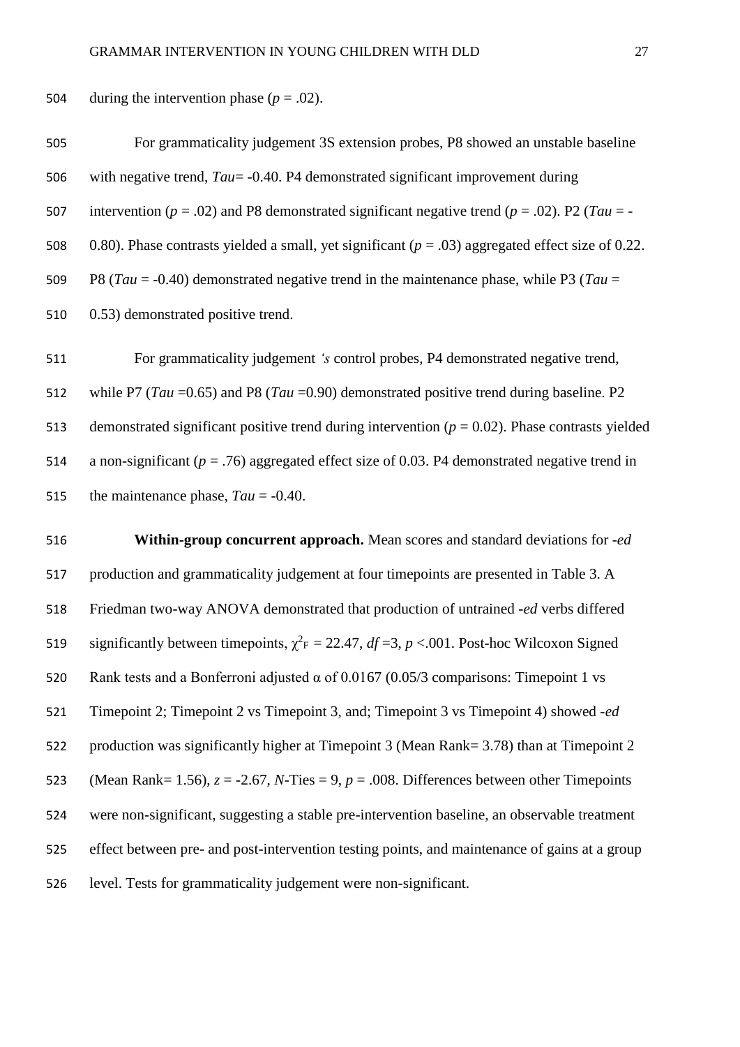during the intervention phase ($p$ = .02).

For grammaticality judgement 3S extension probes, P8 showed an unstable baseline with negative trend, *Tau*= -0.40. P4 demonstrated significant improvement during intervention ($p$ = .02) and P8 demonstrated significant negative trend ($p$ = .02). P2 (*Tau* = -0.80). Phase contrasts yielded a small, yet significant ($p$ = .03) aggregated effect size of 0.22. P8 (*Tau* = -0.40) demonstrated negative trend in the maintenance phase, while P3 (*Tau* = 0.53) demonstrated positive trend.

For grammaticality judgement *'s* control probes, P4 demonstrated negative trend, while P7 (*Tau* =0.65) and P8 (*Tau* =0.90) demonstrated positive trend during baseline. P2 demonstrated significant positive trend during intervention ($p$ = 0.02). Phase contrasts yielded a non-significant ($p$ = .76) aggregated effect size of 0.03. P4 demonstrated negative trend in the maintenance phase, *Tau* = -0.40.

**Within-group concurrent approach.** Mean scores and standard deviations for *-ed* production and grammaticality judgement at four timepoints are presented in Table 3. A Friedman two-way ANOVA demonstrated that production of untrained *-ed* verbs differed significantly between timepoints, $\chi^2_F$ = 22.47, $df$ =3, $p$ <.001. Post-hoc Wilcoxon Signed Rank tests and a Bonferroni adjusted α of 0.0167 (0.05/3 comparisons: Timepoint 1 vs Timepoint 2; Timepoint 2 vs Timepoint 3, and; Timepoint 3 vs Timepoint 4) showed *-ed* production was significantly higher at Timepoint 3 (Mean Rank= 3.78) than at Timepoint 2 (Mean Rank= 1.56), $z$ = -2.67, $N$-Ties = 9, $p$ = .008. Differences between other Timepoints were non-significant, suggesting a stable pre-intervention baseline, an observable treatment effect between pre- and post-intervention testing points, and maintenance of gains at a group level. Tests for grammaticality judgement were non-significant.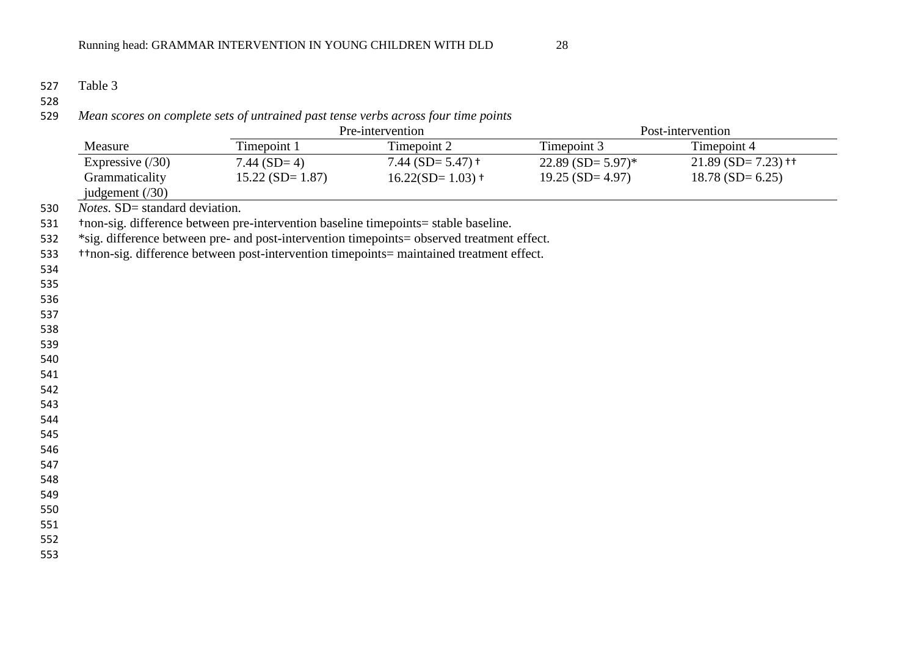Table 3

*Mean scores on complete sets of untrained past tense verbs across four time points*

| | Pre-intervention | | Post-intervention | |
|---|---|---|---|---|
| Measure | Timepoint 1 | Timepoint 2 | Timepoint 3 | Timepoint 4 |
| Expressive (/30) | 7.44 (SD= 4) | 7.44 (SD= 5.47) † | 22.89 (SD= 5.97)* | 21.89 (SD= 7.23) †† |
| Grammaticality judgement (/30) | 15.22 (SD= 1.87) | 16.22(SD= 1.03) † | 19.25 (SD= 4.97) | 18.78 (SD= 6.25) |

*Notes*. SD= standard deviation.
†non-sig. difference between pre-intervention baseline timepoints= stable baseline.
*sig. difference between pre- and post-intervention timepoints= observed treatment effect.
††non-sig. difference between post-intervention timepoints= maintained treatment effect.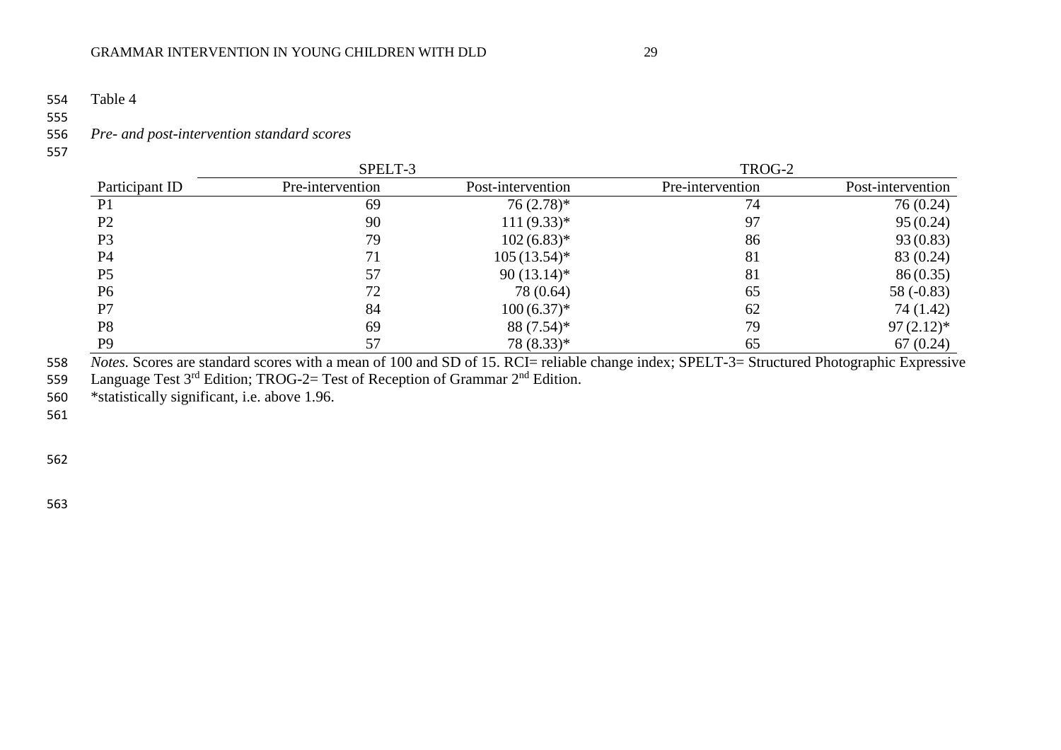Table 4

*Pre- and post-intervention standard scores*

| | SPELT-3 | | TROG-2 | |
|---|---|---|---|---|
| Participant ID | Pre-intervention | Post-intervention | Pre-intervention | Post-intervention |
| P1 | 69 | 76 (2.78)* | 74 | 76 (0.24) |
| P2 | 90 | 111 (9.33)* | 97 | 95 (0.24) |
| P3 | 79 | 102 (6.83)* | 86 | 93 (0.83) |
| P4 | 71 | 105 (13.54)* | 81 | 83 (0.24) |
| P5 | 57 | 90 (13.14)* | 81 | 86 (0.35) |
| P6 | 72 | 78 (0.64) | 65 | 58 (-0.83) |
| P7 | 84 | 100 (6.37)* | 62 | 74 (1.42) |
| P8 | 69 | 88 (7.54)* | 79 | 97 (2.12)* |
| P9 | 57 | 78 (8.33)* | 65 | 67 (0.24) |

*Notes.* Scores are standard scores with a mean of 100 and SD of 15. RCI= reliable change index; SPELT-3= Structured Photographic Expressive Language Test 3rd Edition; TROG-2= Test of Reception of Grammar 2nd Edition.

*statistically significant, i.e. above 1.96.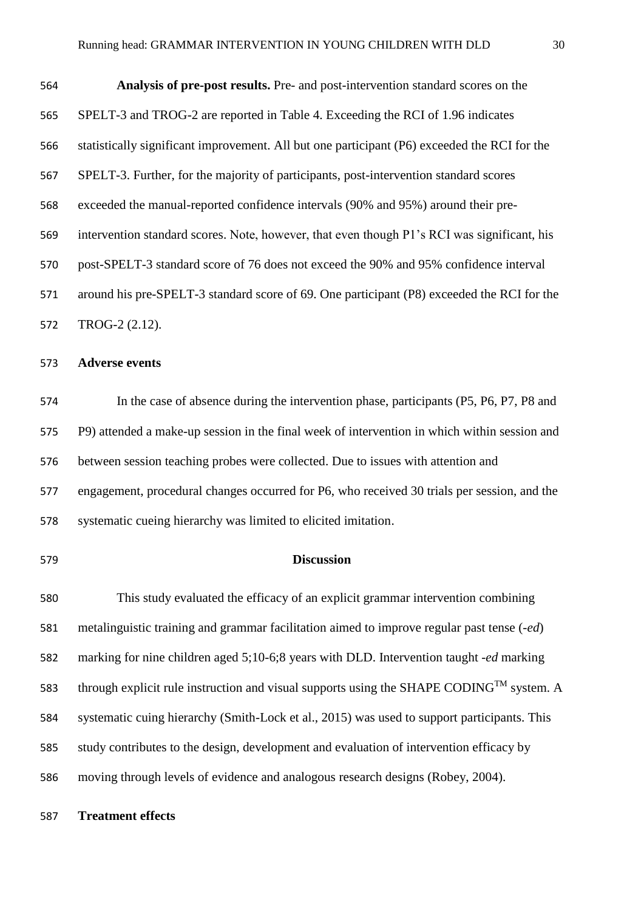**Analysis of pre-post results.** Pre- and post-intervention standard scores on the SPELT-3 and TROG-2 are reported in Table 4. Exceeding the RCI of 1.96 indicates statistically significant improvement. All but one participant (P6) exceeded the RCI for the SPELT-3. Further, for the majority of participants, post-intervention standard scores exceeded the manual-reported confidence intervals (90% and 95%) around their pre-intervention standard scores. Note, however, that even though P1's RCI was significant, his post-SPELT-3 standard score of 76 does not exceed the 90% and 95% confidence interval around his pre-SPELT-3 standard score of 69. One participant (P8) exceeded the RCI for the TROG-2 (2.12).

## Adverse events

In the case of absence during the intervention phase, participants (P5, P6, P7, P8 and P9) attended a make-up session in the final week of intervention in which within session and between session teaching probes were collected. Due to issues with attention and engagement, procedural changes occurred for P6, who received 30 trials per session, and the systematic cueing hierarchy was limited to elicited imitation.

# Discussion

This study evaluated the efficacy of an explicit grammar intervention combining metalinguistic training and grammar facilitation aimed to improve regular past tense (*-ed*) marking for nine children aged 5;10-6;8 years with DLD. Intervention taught *-ed* marking through explicit rule instruction and visual supports using the SHAPE CODING™ system. A systematic cuing hierarchy (Smith-Lock et al., 2015) was used to support participants. This study contributes to the design, development and evaluation of intervention efficacy by moving through levels of evidence and analogous research designs (Robey, 2004).

## Treatment effects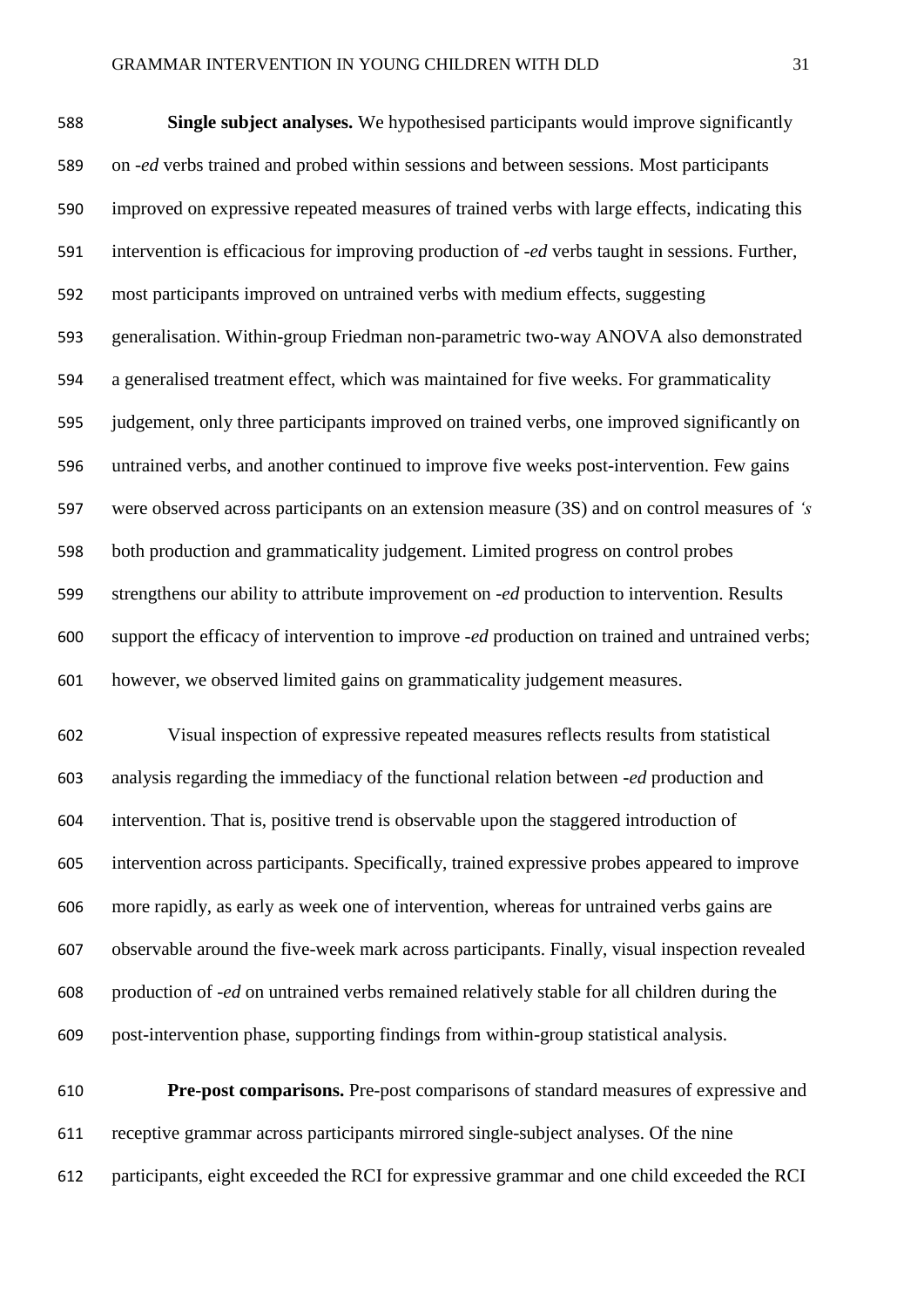**Single subject analyses.** We hypothesised participants would improve significantly on *-ed* verbs trained and probed within sessions and between sessions. Most participants improved on expressive repeated measures of trained verbs with large effects, indicating this intervention is efficacious for improving production of *-ed* verbs taught in sessions. Further, most participants improved on untrained verbs with medium effects, suggesting generalisation. Within-group Friedman non-parametric two-way ANOVA also demonstrated a generalised treatment effect, which was maintained for five weeks. For grammaticality judgement, only three participants improved on trained verbs, one improved significantly on untrained verbs, and another continued to improve five weeks post-intervention. Few gains were observed across participants on an extension measure (3S) and on control measures of *'s* both production and grammaticality judgement. Limited progress on control probes strengthens our ability to attribute improvement on *-ed* production to intervention. Results support the efficacy of intervention to improve *-ed* production on trained and untrained verbs; however, we observed limited gains on grammaticality judgement measures.

Visual inspection of expressive repeated measures reflects results from statistical analysis regarding the immediacy of the functional relation between *-ed* production and intervention. That is, positive trend is observable upon the staggered introduction of intervention across participants. Specifically, trained expressive probes appeared to improve more rapidly, as early as week one of intervention, whereas for untrained verbs gains are observable around the five-week mark across participants. Finally, visual inspection revealed production of *-ed* on untrained verbs remained relatively stable for all children during the post-intervention phase, supporting findings from within-group statistical analysis.

**Pre-post comparisons.** Pre-post comparisons of standard measures of expressive and receptive grammar across participants mirrored single-subject analyses. Of the nine participants, eight exceeded the RCI for expressive grammar and one child exceeded the RCI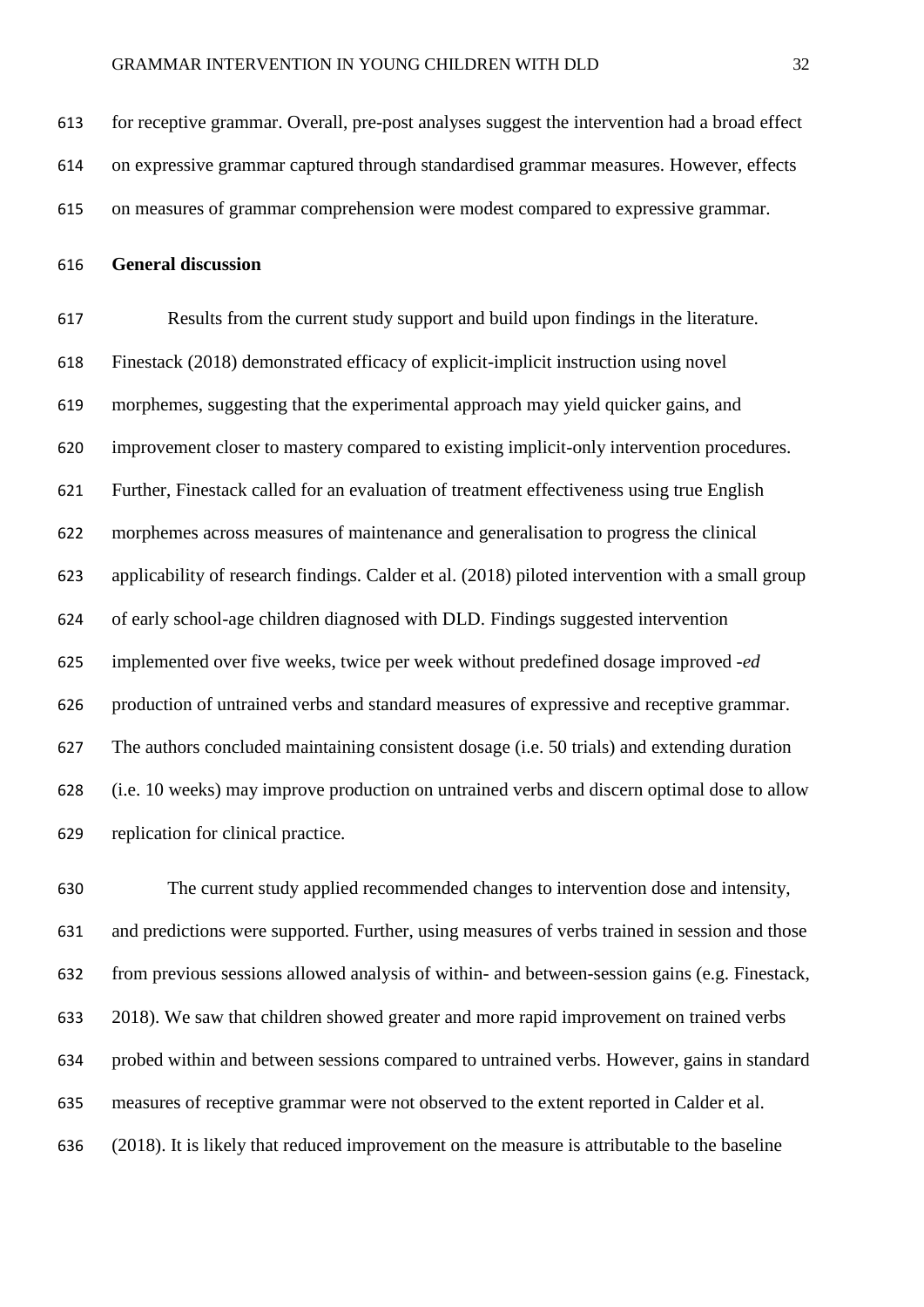for receptive grammar. Overall, pre-post analyses suggest the intervention had a broad effect on expressive grammar captured through standardised grammar measures. However, effects on measures of grammar comprehension were modest compared to expressive grammar.

## General discussion

Results from the current study support and build upon findings in the literature. Finestack (2018) demonstrated efficacy of explicit-implicit instruction using novel morphemes, suggesting that the experimental approach may yield quicker gains, and improvement closer to mastery compared to existing implicit-only intervention procedures. Further, Finestack called for an evaluation of treatment effectiveness using true English morphemes across measures of maintenance and generalisation to progress the clinical applicability of research findings. Calder et al. (2018) piloted intervention with a small group of early school-age children diagnosed with DLD. Findings suggested intervention implemented over five weeks, twice per week without predefined dosage improved *-ed* production of untrained verbs and standard measures of expressive and receptive grammar. The authors concluded maintaining consistent dosage (i.e. 50 trials) and extending duration (i.e. 10 weeks) may improve production on untrained verbs and discern optimal dose to allow replication for clinical practice.

The current study applied recommended changes to intervention dose and intensity, and predictions were supported. Further, using measures of verbs trained in session and those from previous sessions allowed analysis of within- and between-session gains (e.g. Finestack, 2018). We saw that children showed greater and more rapid improvement on trained verbs probed within and between sessions compared to untrained verbs. However, gains in standard measures of receptive grammar were not observed to the extent reported in Calder et al. (2018). It is likely that reduced improvement on the measure is attributable to the baseline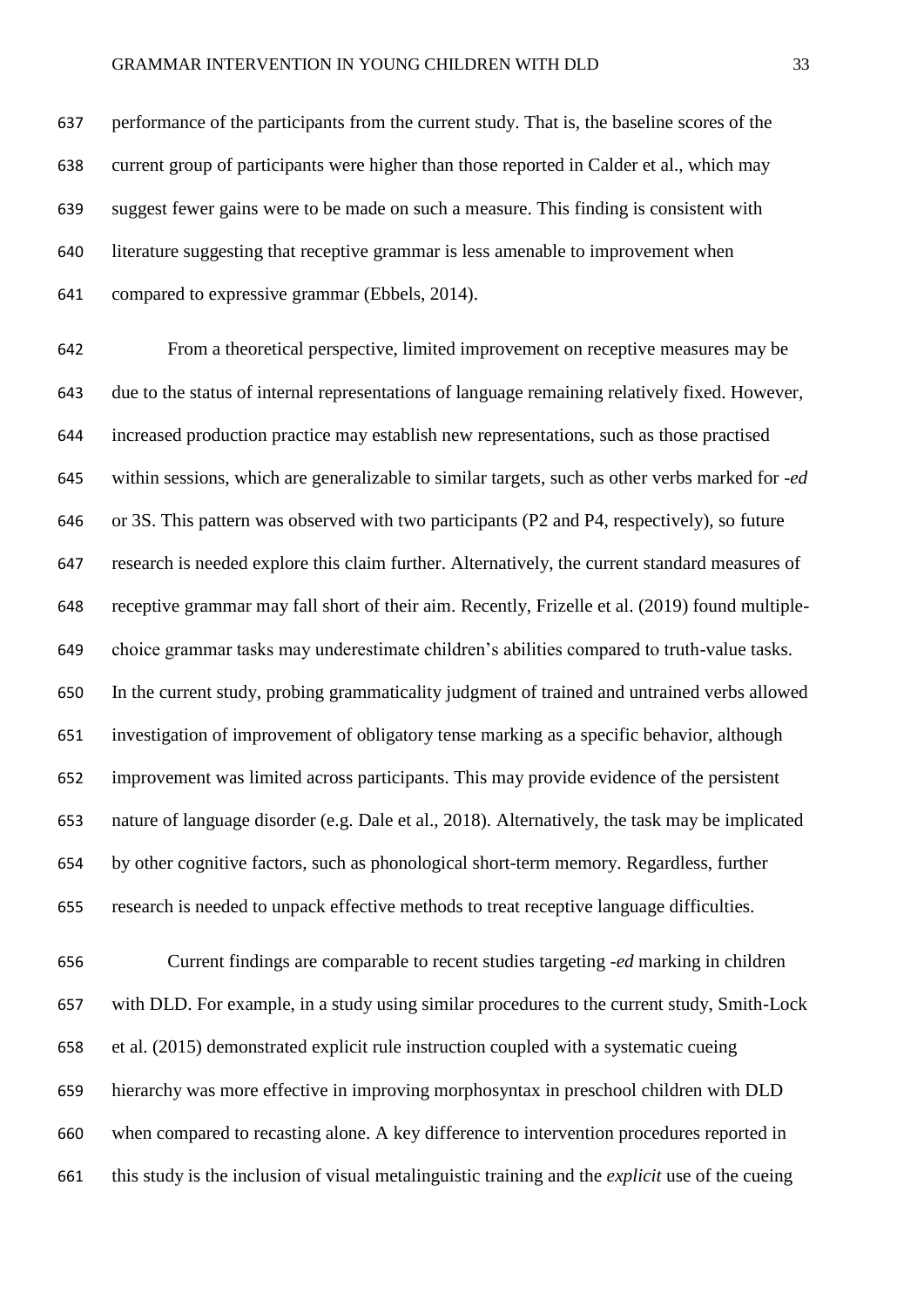performance of the participants from the current study. That is, the baseline scores of the current group of participants were higher than those reported in Calder et al., which may suggest fewer gains were to be made on such a measure. This finding is consistent with literature suggesting that receptive grammar is less amenable to improvement when compared to expressive grammar (Ebbels, 2014).

From a theoretical perspective, limited improvement on receptive measures may be due to the status of internal representations of language remaining relatively fixed. However, increased production practice may establish new representations, such as those practised within sessions, which are generalizable to similar targets, such as other verbs marked for *-ed* or 3S. This pattern was observed with two participants (P2 and P4, respectively), so future research is needed explore this claim further. Alternatively, the current standard measures of receptive grammar may fall short of their aim. Recently, Frizelle et al. (2019) found multiple-choice grammar tasks may underestimate children's abilities compared to truth-value tasks. In the current study, probing grammaticality judgment of trained and untrained verbs allowed investigation of improvement of obligatory tense marking as a specific behavior, although improvement was limited across participants. This may provide evidence of the persistent nature of language disorder (e.g. Dale et al., 2018). Alternatively, the task may be implicated by other cognitive factors, such as phonological short-term memory. Regardless, further research is needed to unpack effective methods to treat receptive language difficulties.

Current findings are comparable to recent studies targeting *-ed* marking in children with DLD. For example, in a study using similar procedures to the current study, Smith-Lock et al. (2015) demonstrated explicit rule instruction coupled with a systematic cueing hierarchy was more effective in improving morphosyntax in preschool children with DLD when compared to recasting alone. A key difference to intervention procedures reported in this study is the inclusion of visual metalinguistic training and the *explicit* use of the cueing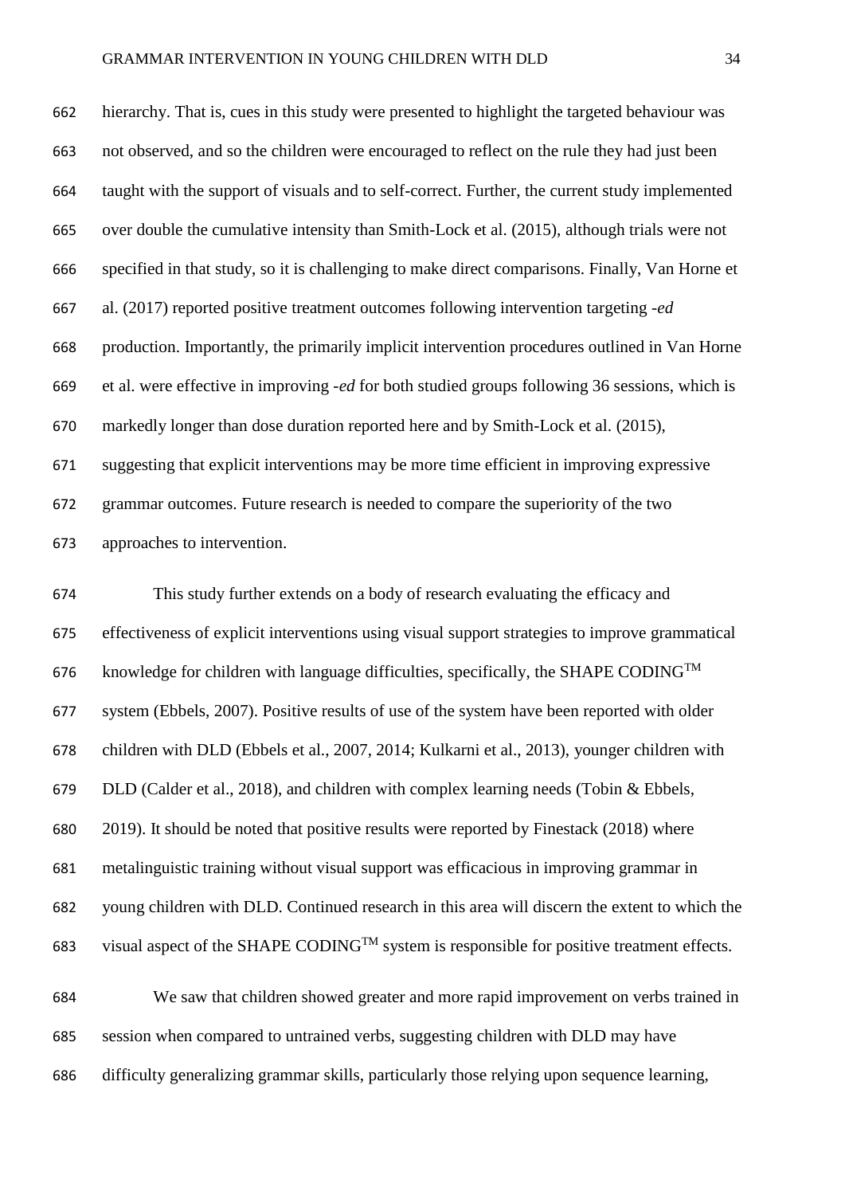hierarchy. That is, cues in this study were presented to highlight the targeted behaviour was not observed, and so the children were encouraged to reflect on the rule they had just been taught with the support of visuals and to self-correct. Further, the current study implemented over double the cumulative intensity than Smith-Lock et al. (2015), although trials were not specified in that study, so it is challenging to make direct comparisons. Finally, Van Horne et al. (2017) reported positive treatment outcomes following intervention targeting *-ed* production. Importantly, the primarily implicit intervention procedures outlined in Van Horne et al. were effective in improving *-ed* for both studied groups following 36 sessions, which is markedly longer than dose duration reported here and by Smith-Lock et al. (2015), suggesting that explicit interventions may be more time efficient in improving expressive grammar outcomes. Future research is needed to compare the superiority of the two approaches to intervention.

This study further extends on a body of research evaluating the efficacy and effectiveness of explicit interventions using visual support strategies to improve grammatical knowledge for children with language difficulties, specifically, the SHAPE CODING™ system (Ebbels, 2007). Positive results of use of the system have been reported with older children with DLD (Ebbels et al., 2007, 2014; Kulkarni et al., 2013), younger children with DLD (Calder et al., 2018), and children with complex learning needs (Tobin & Ebbels, 2019). It should be noted that positive results were reported by Finestack (2018) where metalinguistic training without visual support was efficacious in improving grammar in young children with DLD. Continued research in this area will discern the extent to which the visual aspect of the SHAPE CODING™ system is responsible for positive treatment effects.

We saw that children showed greater and more rapid improvement on verbs trained in session when compared to untrained verbs, suggesting children with DLD may have difficulty generalizing grammar skills, particularly those relying upon sequence learning,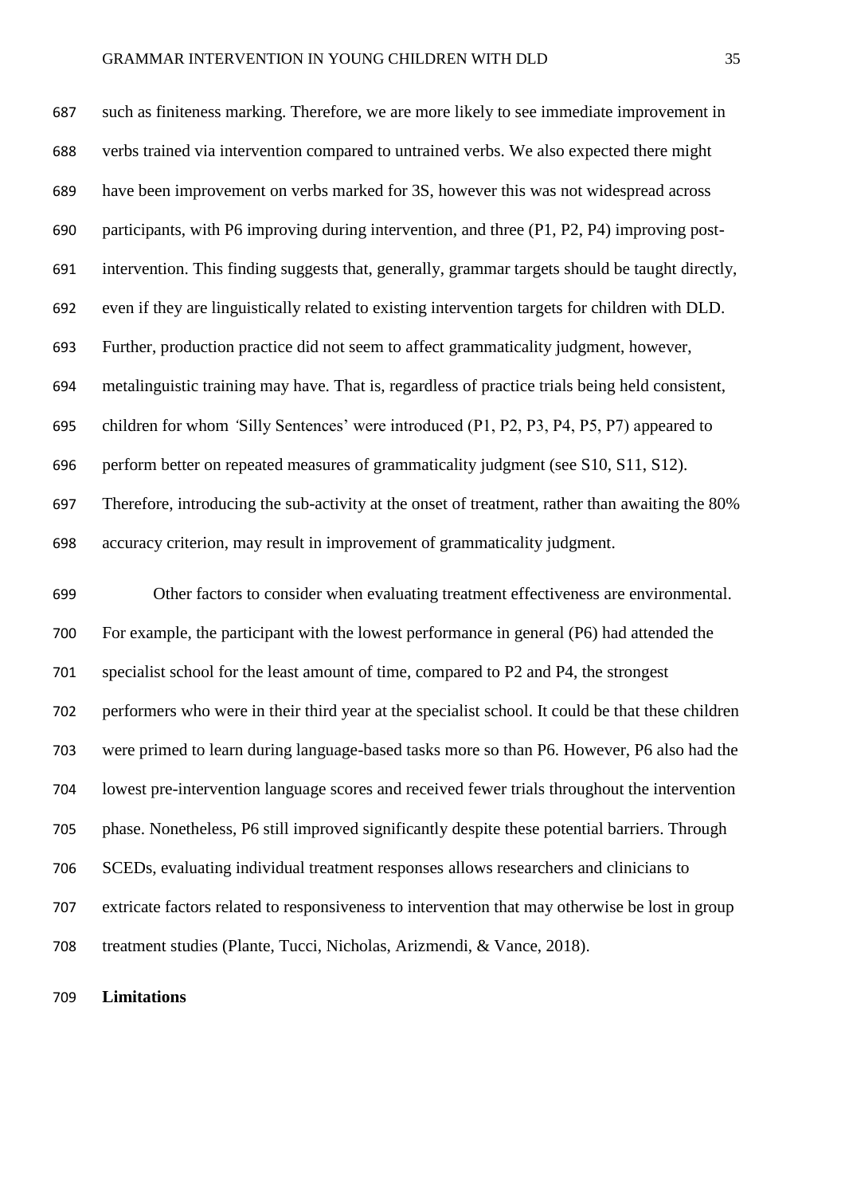such as finiteness marking. Therefore, we are more likely to see immediate improvement in verbs trained via intervention compared to untrained verbs. We also expected there might have been improvement on verbs marked for 3S, however this was not widespread across participants, with P6 improving during intervention, and three (P1, P2, P4) improving post-intervention. This finding suggests that, generally, grammar targets should be taught directly, even if they are linguistically related to existing intervention targets for children with DLD. Further, production practice did not seem to affect grammaticality judgment, however, metalinguistic training may have. That is, regardless of practice trials being held consistent, children for whom 'Silly Sentences' were introduced (P1, P2, P3, P4, P5, P7) appeared to perform better on repeated measures of grammaticality judgment (see S10, S11, S12). Therefore, introducing the sub-activity at the onset of treatment, rather than awaiting the 80% accuracy criterion, may result in improvement of grammaticality judgment.

Other factors to consider when evaluating treatment effectiveness are environmental. For example, the participant with the lowest performance in general (P6) had attended the specialist school for the least amount of time, compared to P2 and P4, the strongest performers who were in their third year at the specialist school. It could be that these children were primed to learn during language-based tasks more so than P6. However, P6 also had the lowest pre-intervention language scores and received fewer trials throughout the intervention phase. Nonetheless, P6 still improved significantly despite these potential barriers. Through SCEDs, evaluating individual treatment responses allows researchers and clinicians to extricate factors related to responsiveness to intervention that may otherwise be lost in group treatment studies (Plante, Tucci, Nicholas, Arizmendi, & Vance, 2018).

**Limitations**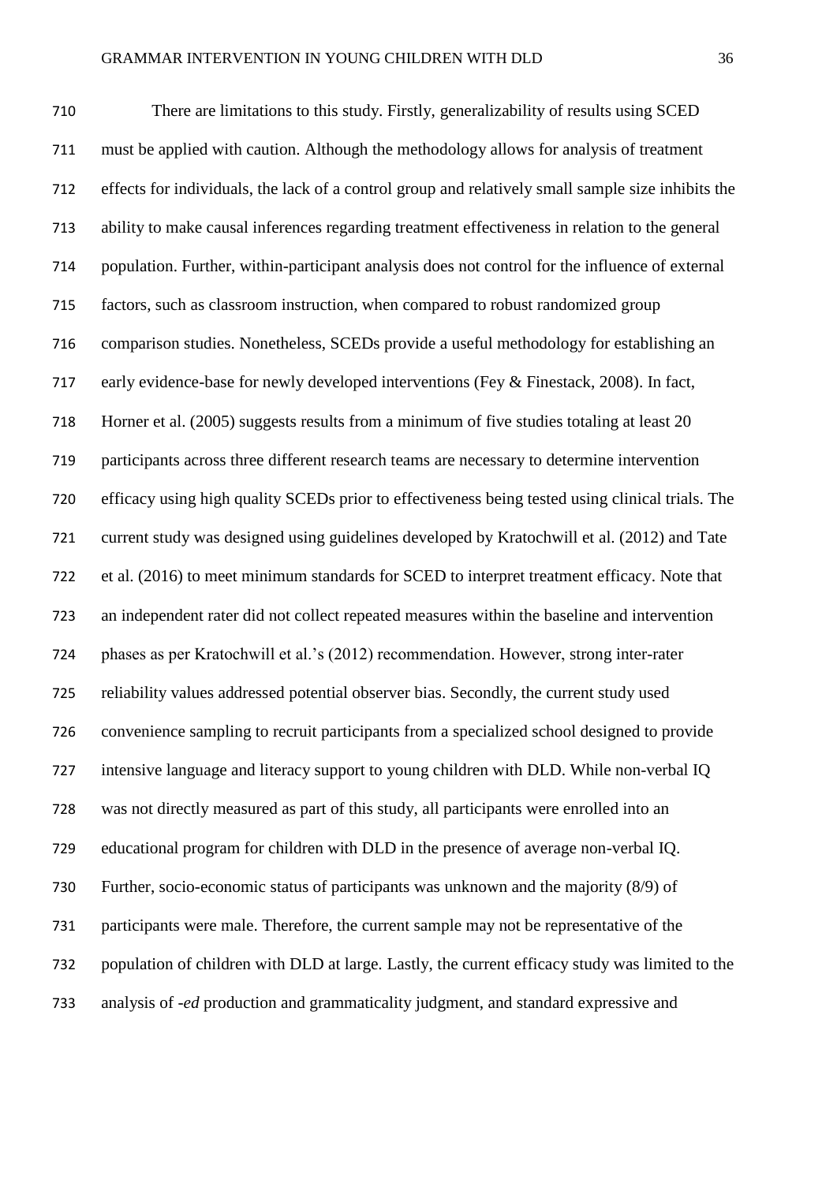There are limitations to this study. Firstly, generalizability of results using SCED must be applied with caution. Although the methodology allows for analysis of treatment effects for individuals, the lack of a control group and relatively small sample size inhibits the ability to make causal inferences regarding treatment effectiveness in relation to the general population. Further, within-participant analysis does not control for the influence of external factors, such as classroom instruction, when compared to robust randomized group comparison studies. Nonetheless, SCEDs provide a useful methodology for establishing an early evidence-base for newly developed interventions (Fey & Finestack, 2008). In fact, Horner et al. (2005) suggests results from a minimum of five studies totaling at least 20 participants across three different research teams are necessary to determine intervention efficacy using high quality SCEDs prior to effectiveness being tested using clinical trials. The current study was designed using guidelines developed by Kratochwill et al. (2012) and Tate et al. (2016) to meet minimum standards for SCED to interpret treatment efficacy. Note that an independent rater did not collect repeated measures within the baseline and intervention phases as per Kratochwill et al.'s (2012) recommendation. However, strong inter-rater reliability values addressed potential observer bias. Secondly, the current study used convenience sampling to recruit participants from a specialized school designed to provide intensive language and literacy support to young children with DLD. While non-verbal IQ was not directly measured as part of this study, all participants were enrolled into an educational program for children with DLD in the presence of average non-verbal IQ. Further, socio-economic status of participants was unknown and the majority (8/9) of participants were male. Therefore, the current sample may not be representative of the population of children with DLD at large. Lastly, the current efficacy study was limited to the analysis of *-ed* production and grammaticality judgment, and standard expressive and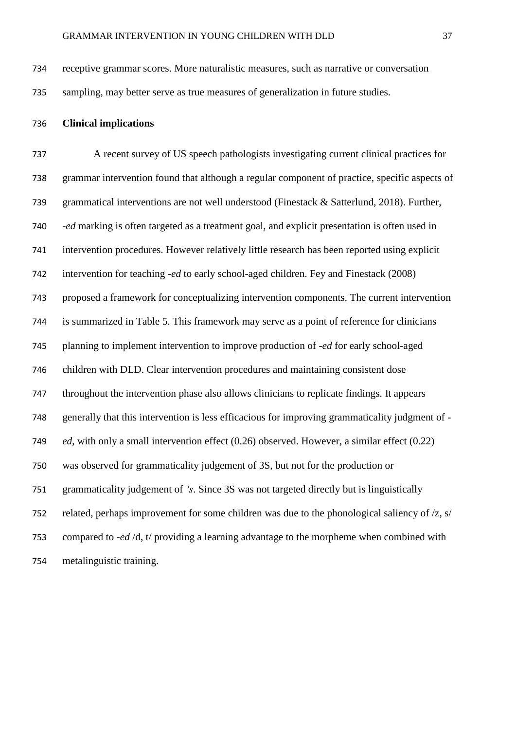receptive grammar scores. More naturalistic measures, such as narrative or conversation sampling, may better serve as true measures of generalization in future studies.

**Clinical implications**

A recent survey of US speech pathologists investigating current clinical practices for grammar intervention found that although a regular component of practice, specific aspects of grammatical interventions are not well understood (Finestack & Satterlund, 2018). Further, -*ed* marking is often targeted as a treatment goal, and explicit presentation is often used in intervention procedures. However relatively little research has been reported using explicit intervention for teaching -*ed* to early school-aged children. Fey and Finestack (2008) proposed a framework for conceptualizing intervention components. The current intervention is summarized in Table 5. This framework may serve as a point of reference for clinicians planning to implement intervention to improve production of -*ed* for early school-aged children with DLD. Clear intervention procedures and maintaining consistent dose throughout the intervention phase also allows clinicians to replicate findings. It appears generally that this intervention is less efficacious for improving grammaticality judgment of -*ed*, with only a small intervention effect (0.26) observed. However, a similar effect (0.22) was observed for grammaticality judgement of 3S, but not for the production or grammaticality judgement of *'s*. Since 3S was not targeted directly but is linguistically related, perhaps improvement for some children was due to the phonological saliency of /z, s/ compared to -*ed* /d, t/ providing a learning advantage to the morpheme when combined with metalinguistic training.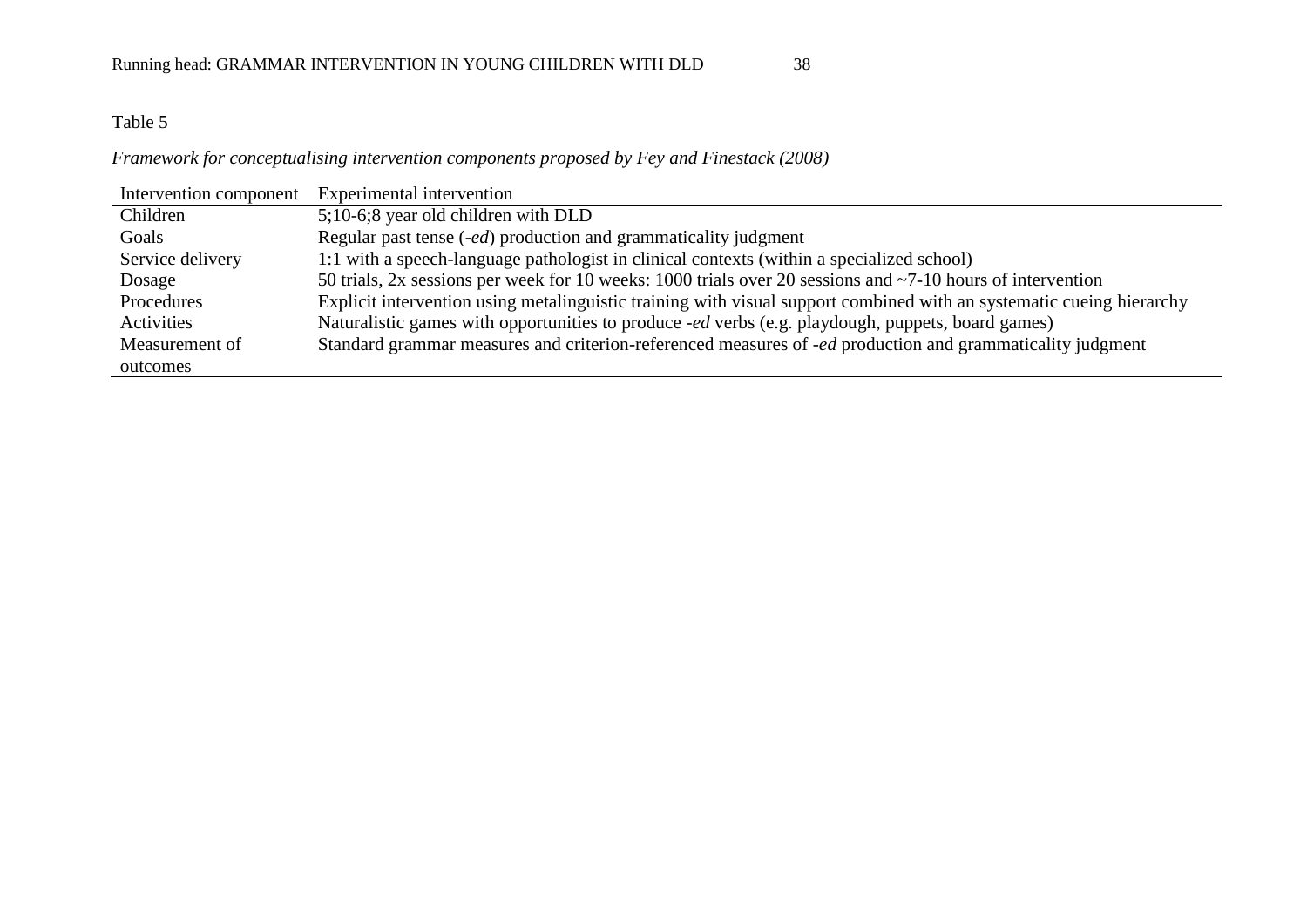Table 5

*Framework for conceptualising intervention components proposed by Fey and Finestack (2008)*

| Intervention component | Experimental intervention |
|---|---|
| Children | 5;10-6;8 year old children with DLD |
| Goals | Regular past tense (*-ed*) production and grammaticality judgment |
| Service delivery | 1:1 with a speech-language pathologist in clinical contexts (within a specialized school) |
| Dosage | 50 trials, 2x sessions per week for 10 weeks: 1000 trials over 20 sessions and ~7-10 hours of intervention |
| Procedures | Explicit intervention using metalinguistic training with visual support combined with a systematic cueing hierarchy |
| Activities | Naturalistic games with opportunities to produce *-ed* verbs (e.g. playdough, puppets, board games) |
| Measurement of outcomes | Standard grammar measures and criterion-referenced measures of *-ed* production and grammaticality judgment |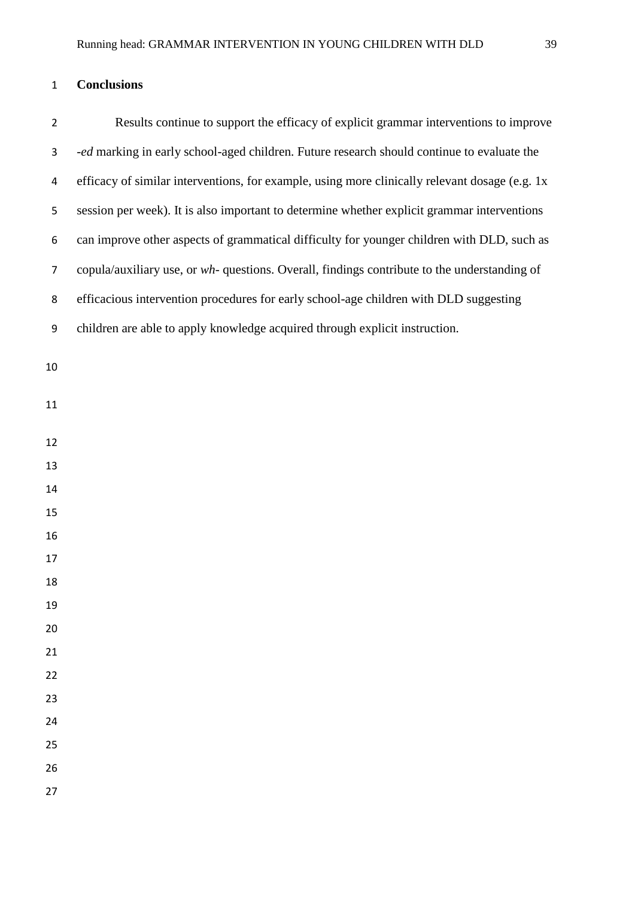## Conclusions

Results continue to support the efficacy of explicit grammar interventions to improve *-ed* marking in early school-aged children. Future research should continue to evaluate the efficacy of similar interventions, for example, using more clinically relevant dosage (e.g. 1x session per week). It is also important to determine whether explicit grammar interventions can improve other aspects of grammatical difficulty for younger children with DLD, such as copula/auxiliary use, or *wh-* questions. Overall, findings contribute to the understanding of efficacious intervention procedures for early school-age children with DLD suggesting children are able to apply knowledge acquired through explicit instruction.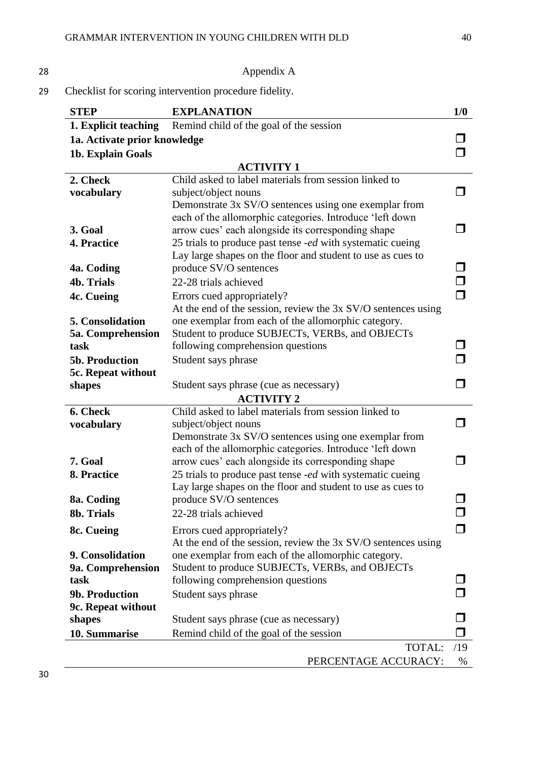Appendix A

Checklist for scoring intervention procedure fidelity.

| STEP | EXPLANATION | 1/0 |
|---|---|---|
| **1. Explicit teaching** | Remind child of the goal of the session | |
| **1a. Activate prior knowledge** | | ❒ |
| **1b. Explain Goals** | | ❒ |
| | **ACTIVITY 1** | |
| **2. Check vocabulary** | Child asked to label materials from session linked to subject/object nouns | ❒ |
| **3. Goal** | Demonstrate 3x SV/O sentences using one exemplar from each of the allomorphic categories. Introduce 'left down arrow cues' each alongside its corresponding shape | ❒ |
| **4. Practice** | 25 trials to produce past tense *-ed* with systematic cueing | |
| **4a. Coding** | Lay large shapes on the floor and student to use as cues to produce SV/O sentences | ❒ |
| **4b. Trials** | 22-28 trials achieved | ❒ |
| **4c. Cueing** | Errors cued appropriately? | ❒ |
| **5. Consolidation** | At the end of the session, review the 3x SV/O sentences using one exemplar from each of the allomorphic category. | |
| **5a. Comprehension task** | Student to produce SUBJECTs, VERBs, and OBJECTs following comprehension questions | ❒ |
| **5b. Production** | Student says phrase | ❒ |
| **5c. Repeat without shapes** | Student says phrase (cue as necessary) | ❒ |
| | **ACTIVITY 2** | |
| **6. Check vocabulary** | Child asked to label materials from session linked to subject/object nouns | ❒ |
| **7. Goal** | Demonstrate 3x SV/O sentences using one exemplar from each of the allomorphic categories. Introduce 'left down arrow cues' each alongside its corresponding shape | ❒ |
| **8. Practice** | 25 trials to produce past tense *-ed* with systematic cueing | |
| **8a. Coding** | Lay large shapes on the floor and student to use as cues to produce SV/O sentences | ❒ |
| **8b. Trials** | 22-28 trials achieved | ❒ |
| **8c. Cueing** | Errors cued appropriately? | ❒ |
| **9. Consolidation** | At the end of the session, review the 3x SV/O sentences using one exemplar from each of the allomorphic category. | |
| **9a. Comprehension task** | Student to produce SUBJECTs, VERBs, and OBJECTs following comprehension questions | ❒ |
| **9b. Production** | Student says phrase | ❒ |
| **9c. Repeat without shapes** | Student says phrase (cue as necessary) | ❒ |
| **10. Summarise** | Remind child of the goal of the session | ❒ |
| | TOTAL: | /19 |
| | PERCENTAGE ACCURACY: | % |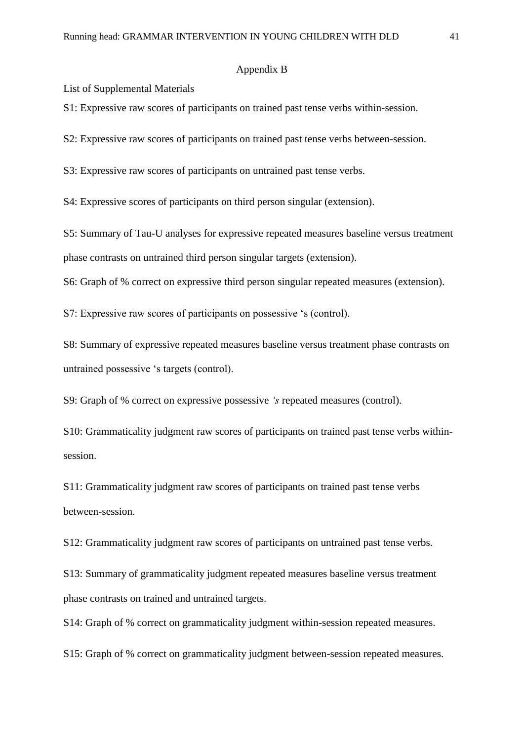## Appendix B

List of Supplemental Materials

S1: Expressive raw scores of participants on trained past tense verbs within-session.

S2: Expressive raw scores of participants on trained past tense verbs between-session.

S3: Expressive raw scores of participants on untrained past tense verbs.

S4: Expressive scores of participants on third person singular (extension).

S5: Summary of Tau-U analyses for expressive repeated measures baseline versus treatment phase contrasts on untrained third person singular targets (extension).

S6: Graph of % correct on expressive third person singular repeated measures (extension).

S7: Expressive raw scores of participants on possessive ‘s (control).

S8: Summary of expressive repeated measures baseline versus treatment phase contrasts on untrained possessive ‘s targets (control).

S9: Graph of % correct on expressive possessive *‘s* repeated measures (control).

S10: Grammaticality judgment raw scores of participants on trained past tense verbs within-session.

S11: Grammaticality judgment raw scores of participants on trained past tense verbs between-session.

S12: Grammaticality judgment raw scores of participants on untrained past tense verbs.

S13: Summary of grammaticality judgment repeated measures baseline versus treatment phase contrasts on trained and untrained targets.

S14: Graph of % correct on grammaticality judgment within-session repeated measures.

S15: Graph of % correct on grammaticality judgment between-session repeated measures.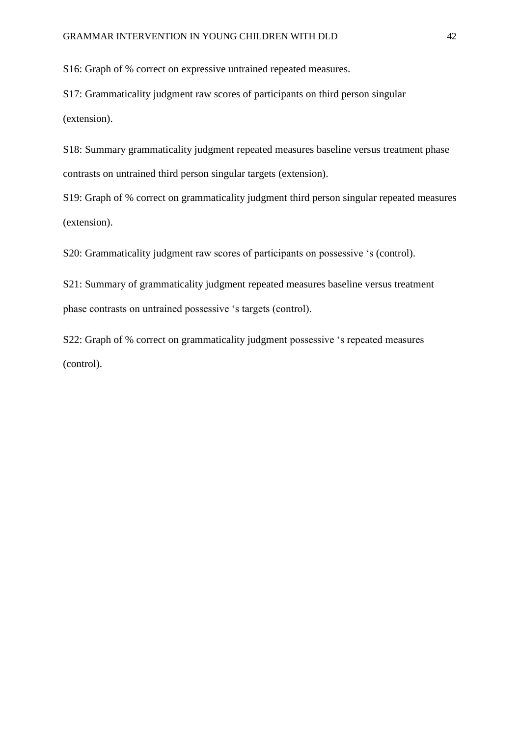S16: Graph of % correct on expressive untrained repeated measures.

S17: Grammaticality judgment raw scores of participants on third person singular (extension).

S18: Summary grammaticality judgment repeated measures baseline versus treatment phase contrasts on untrained third person singular targets (extension).

S19: Graph of % correct on grammaticality judgment third person singular repeated measures (extension).

S20: Grammaticality judgment raw scores of participants on possessive ‘s (control).

S21: Summary of grammaticality judgment repeated measures baseline versus treatment phase contrasts on untrained possessive ‘s targets (control).

S22: Graph of % correct on grammaticality judgment possessive ‘s repeated measures (control).